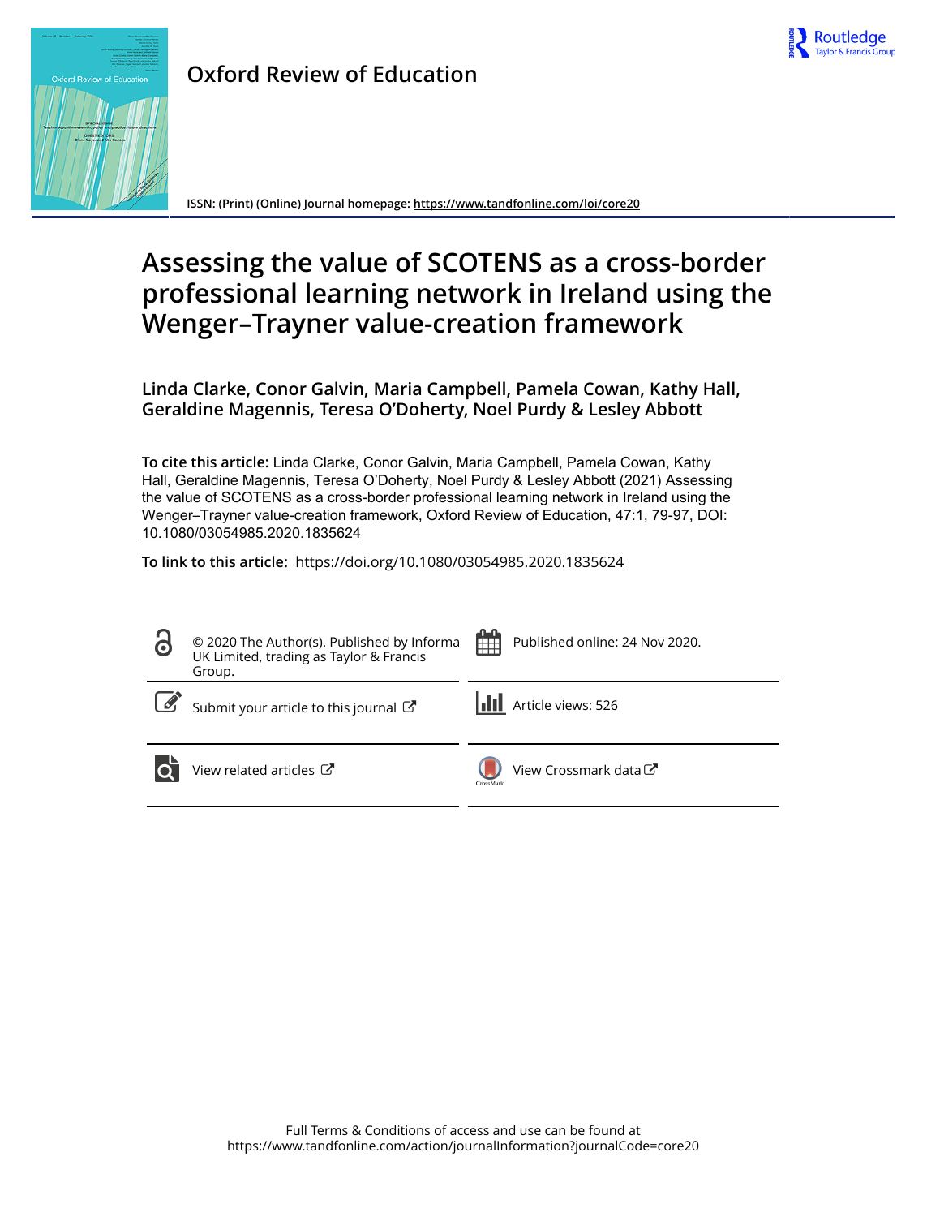Oxford Review of Education

ISSN: (Print) (Online) Journal homepage: https://www.tandfonline.com/loi/core20

# Assessing the value of SCOTENS as a cross-border professional learning network in Ireland using the Wenger–Trayner value-creation framework

**Linda Clarke, Conor Galvin, Maria Campbell, Pamela Cowan, Kathy Hall, Geraldine Magennis, Teresa O'Doherty, Noel Purdy & Lesley Abbott**

**To cite this article:** Linda Clarke, Conor Galvin, Maria Campbell, Pamela Cowan, Kathy Hall, Geraldine Magennis, Teresa O'Doherty, Noel Purdy & Lesley Abbott (2021) Assessing the value of SCOTENS as a cross-border professional learning network in Ireland using the Wenger–Trayner value-creation framework, Oxford Review of Education, 47:1, 79-97, DOI: 10.1080/03054985.2020.1835624

**To link to this article:** https://doi.org/10.1080/03054985.2020.1835624

© 2020 The Author(s). Published by Informa UK Limited, trading as Taylor & Francis Group.

Published online: 24 Nov 2020.

Submit your article to this journal

Article views: 526

View related articles

View Crossmark data

Full Terms & Conditions of access and use can be found at https://www.tandfonline.com/action/journalInformation?journalCode=core20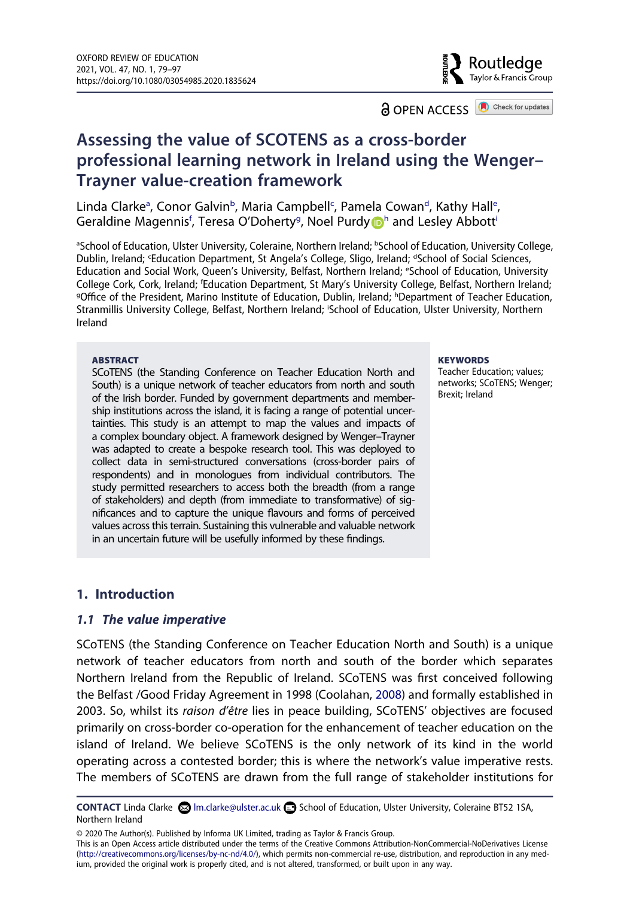# Assessing the value of SCoTENS as a cross-border professional learning network in Ireland using the Wenger–Trayner value-creation framework

Linda Clarke[a], Conor Galvin[b], Maria Campbell[c], Pamela Cowan[d], Kathy Hall[e], Geraldine Magennis[f], Teresa O'Doherty[g], Noel Purdy[h] and Lesley Abbott[i]

[a]School of Education, Ulster University, Coleraine, Northern Ireland; [b]School of Education, University College, Dublin, Ireland; [c]Education Department, St Angela's College, Sligo, Ireland; [d]School of Social Sciences, Education and Social Work, Queen's University, Belfast, Northern Ireland; [e]School of Education, University College Cork, Cork, Ireland; [f]Education Department, St Mary's University College, Belfast, Northern Ireland; [g]Office of the President, Marino Institute of Education, Dublin, Ireland; [h]Department of Teacher Education, Stranmillis University College, Belfast, Northern Ireland; [i]School of Education, Ulster University, Northern Ireland

**ABSTRACT**

SCoTENS (the Standing Conference on Teacher Education North and South) is a unique network of teacher educators from north and south of the Irish border. Funded by government departments and membership institutions across the island, it is facing a range of potential uncertainties. This study is an attempt to map the values and impacts of a complex boundary object. A framework designed by Wenger–Trayner was adapted to create a bespoke research tool. This was deployed to collect data in semi-structured conversations (cross-border pairs of respondents) and in monologues from individual contributors. The study permitted researchers to access both the breadth (from a range of stakeholders) and depth (from immediate to transformative) of significances and to capture the unique flavours and forms of perceived values across this terrain. Sustaining this vulnerable and valuable network in an uncertain future will be usefully informed by these findings.

**KEYWORDS**

Teacher Education; values; networks; SCoTENS; Wenger; Brexit; Ireland

## 1. Introduction

### 1.1 The value imperative

SCoTENS (the Standing Conference on Teacher Education North and South) is a unique network of teacher educators from north and south of the border which separates Northern Ireland from the Republic of Ireland. SCoTENS was first conceived following the Belfast /Good Friday Agreement in 1998 (Coolahan, 2008) and formally established in 2003. So, whilst its *raison d'être* lies in peace building, SCoTENS' objectives are focused primarily on cross-border co-operation for the enhancement of teacher education on the island of Ireland. We believe SCoTENS is the only network of its kind in the world operating across a contested border; this is where the network's value imperative rests. The members of SCoTENS are drawn from the full range of stakeholder institutions for

**CONTACT** Linda Clarke lm.clarke@ulster.ac.uk School of Education, Ulster University, Coleraine BT52 1SA, Northern Ireland

© 2020 The Author(s). Published by Informa UK Limited, trading as Taylor & Francis Group.
This is an Open Access article distributed under the terms of the Creative Commons Attribution-NonCommercial-NoDerivatives License (http://creativecommons.org/licenses/by-nc-nd/4.0/), which permits non-commercial re-use, distribution, and reproduction in any medium, provided the original work is properly cited, and is not altered, transformed, or built upon in any way.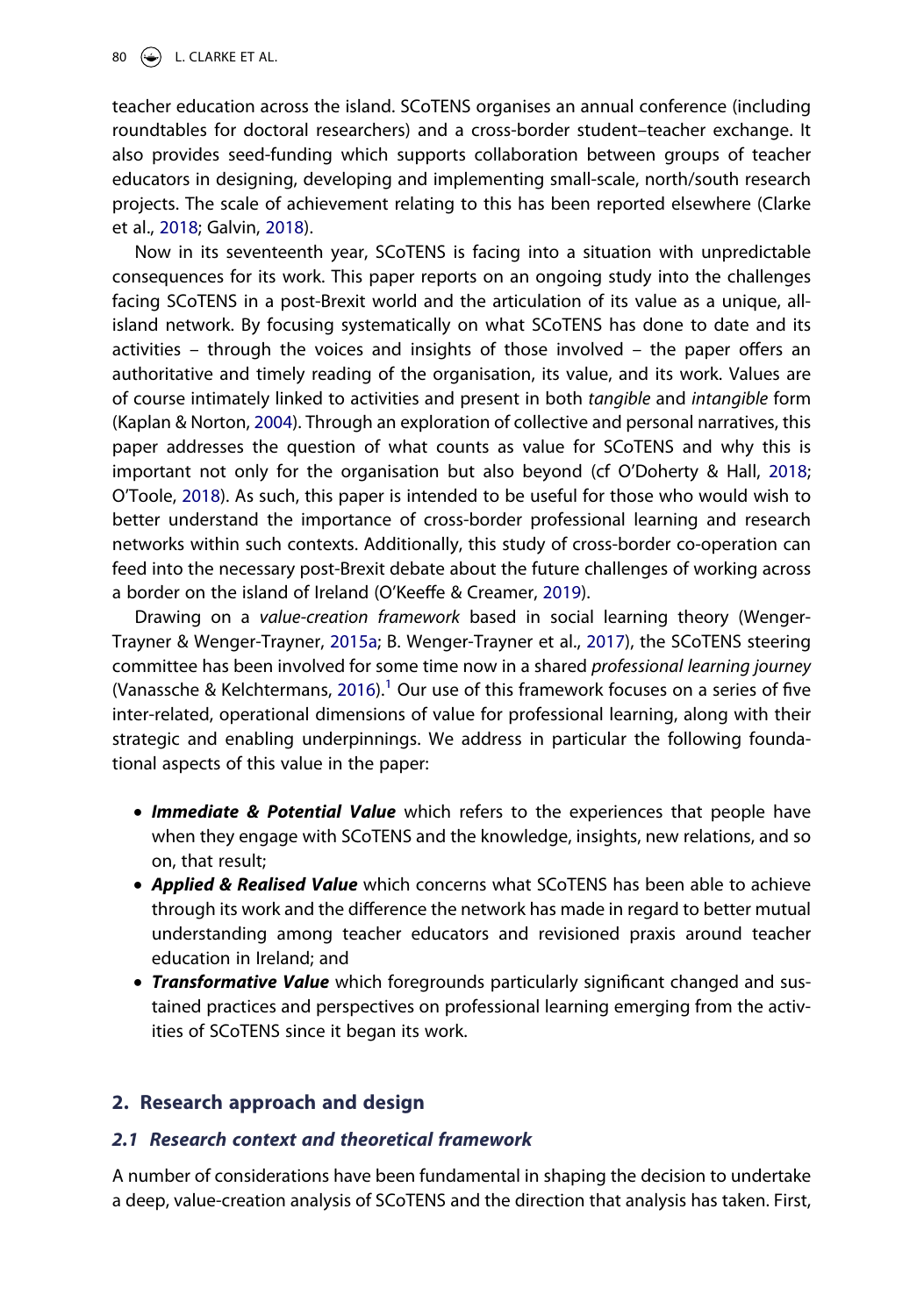teacher education across the island. SCoTENS organises an annual conference (including roundtables for doctoral researchers) and a cross-border student–teacher exchange. It also provides seed-funding which supports collaboration between groups of teacher educators in designing, developing and implementing small-scale, north/south research projects. The scale of achievement relating to this has been reported elsewhere (Clarke et al., 2018; Galvin, 2018).

Now in its seventeenth year, SCoTENS is facing into a situation with unpredictable consequences for its work. This paper reports on an ongoing study into the challenges facing SCoTENS in a post-Brexit world and the articulation of its value as a unique, all-island network. By focusing systematically on what SCoTENS has done to date and its activities – through the voices and insights of those involved – the paper offers an authoritative and timely reading of the organisation, its value, and its work. Values are of course intimately linked to activities and present in both *tangible* and *intangible* form (Kaplan & Norton, 2004). Through an exploration of collective and personal narratives, this paper addresses the question of what counts as value for SCoTENS and why this is important not only for the organisation but also beyond (cf O'Doherty & Hall, 2018; O'Toole, 2018). As such, this paper is intended to be useful for those who would wish to better understand the importance of cross-border professional learning and research networks within such contexts. Additionally, this study of cross-border co-operation can feed into the necessary post-Brexit debate about the future challenges of working across a border on the island of Ireland (O'Keeffe & Creamer, 2019).

Drawing on a *value-creation framework* based in social learning theory (Wenger-Trayner & Wenger-Trayner, 2015a; B. Wenger-Trayner et al., 2017), the SCoTENS steering committee has been involved for some time now in a shared *professional learning journey* (Vanassche & Kelchtermans, 2016).[1] Our use of this framework focuses on a series of five inter-related, operational dimensions of value for professional learning, along with their strategic and enabling underpinnings. We address in particular the following foundational aspects of this value in the paper:

- ***Immediate & Potential Value*** which refers to the experiences that people have when they engage with SCoTENS and the knowledge, insights, new relations, and so on, that result;
- ***Applied & Realised Value*** which concerns what SCoTENS has been able to achieve through its work and the difference the network has made in regard to better mutual understanding among teacher educators and revisioned praxis around teacher education in Ireland; and
- ***Transformative Value*** which foregrounds particularly significant changed and sustained practices and perspectives on professional learning emerging from the activities of SCoTENS since it began its work.

## 2. Research approach and design

### 2.1 Research context and theoretical framework

A number of considerations have been fundamental in shaping the decision to undertake a deep, value-creation analysis of SCoTENS and the direction that analysis has taken. First,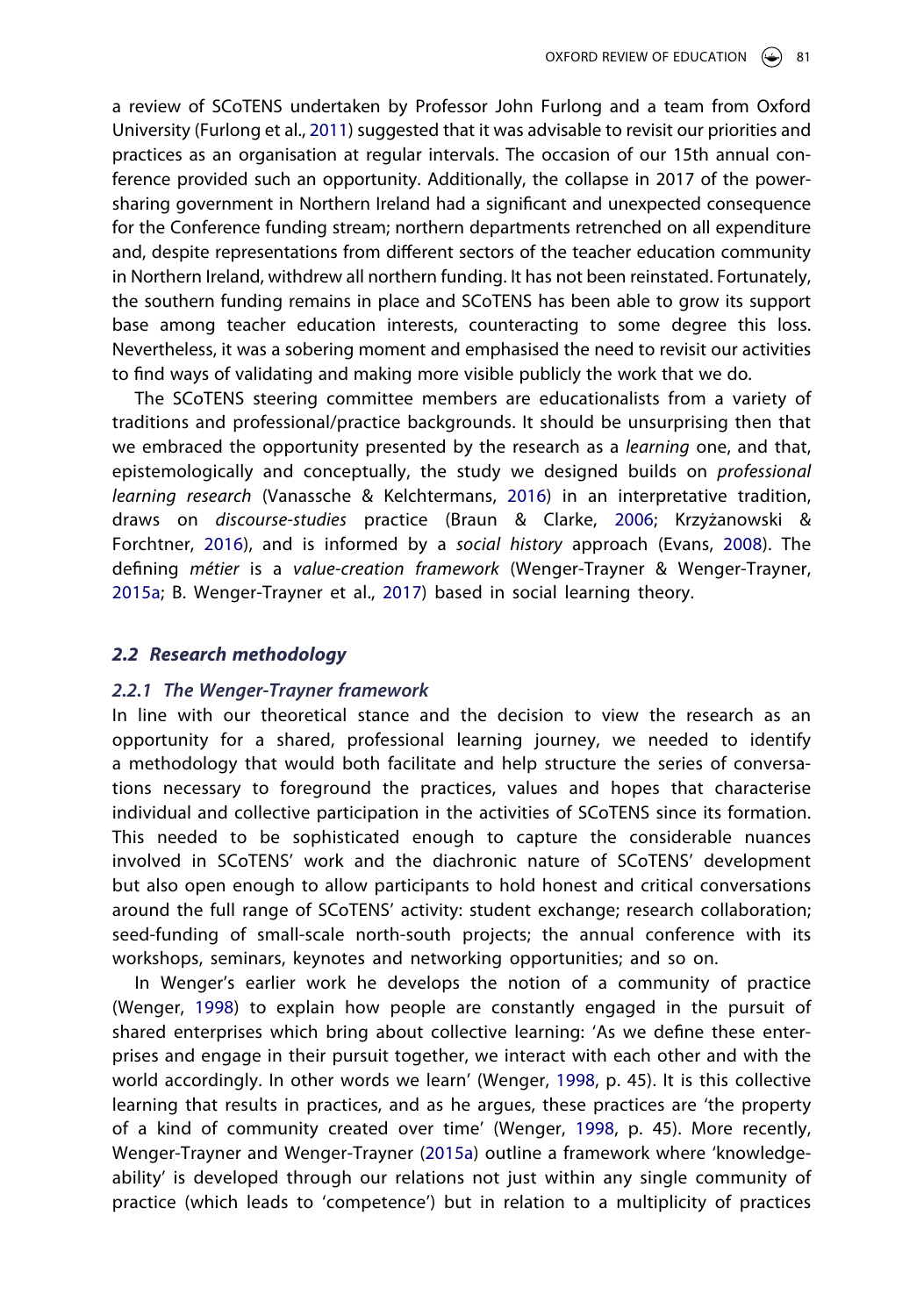a review of SCoTENS undertaken by Professor John Furlong and a team from Oxford University (Furlong et al., 2011) suggested that it was advisable to revisit our priorities and practices as an organisation at regular intervals. The occasion of our 15th annual conference provided such an opportunity. Additionally, the collapse in 2017 of the power-sharing government in Northern Ireland had a significant and unexpected consequence for the Conference funding stream; northern departments retrenched on all expenditure and, despite representations from different sectors of the teacher education community in Northern Ireland, withdrew all northern funding. It has not been reinstated. Fortunately, the southern funding remains in place and SCoTENS has been able to grow its support base among teacher education interests, counteracting to some degree this loss. Nevertheless, it was a sobering moment and emphasised the need to revisit our activities to find ways of validating and making more visible publicly the work that we do.

The SCoTENS steering committee members are educationalists from a variety of traditions and professional/practice backgrounds. It should be unsurprising then that we embraced the opportunity presented by the research as a *learning* one, and that, epistemologically and conceptually, the study we designed builds on *professional learning research* (Vanassche & Kelchtermans, 2016) in an interpretative tradition, draws on *discourse-studies* practice (Braun & Clarke, 2006; Krzyżanowski & Forchtner, 2016), and is informed by a *social history* approach (Evans, 2008). The defining *métier* is a *value-creation framework* (Wenger-Trayner & Wenger-Trayner, 2015a; B. Wenger-Trayner et al., 2017) based in social learning theory.

### 2.2 Research methodology

#### 2.2.1 The Wenger-Trayner framework

In line with our theoretical stance and the decision to view the research as an opportunity for a shared, professional learning journey, we needed to identify a methodology that would both facilitate and help structure the series of conversations necessary to foreground the practices, values and hopes that characterise individual and collective participation in the activities of SCoTENS since its formation. This needed to be sophisticated enough to capture the considerable nuances involved in SCoTENS' work and the diachronic nature of SCoTENS' development but also open enough to allow participants to hold honest and critical conversations around the full range of SCoTENS' activity: student exchange; research collaboration; seed-funding of small-scale north-south projects; the annual conference with its workshops, seminars, keynotes and networking opportunities; and so on.

In Wenger's earlier work he develops the notion of a community of practice (Wenger, 1998) to explain how people are constantly engaged in the pursuit of shared enterprises which bring about collective learning: 'As we define these enterprises and engage in their pursuit together, we interact with each other and with the world accordingly. In other words we learn' (Wenger, 1998, p. 45). It is this collective learning that results in practices, and as he argues, these practices are 'the property of a kind of community created over time' (Wenger, 1998, p. 45). More recently, Wenger-Trayner and Wenger-Trayner (2015a) outline a framework where 'knowledge-ability' is developed through our relations not just within any single community of practice (which leads to 'competence') but in relation to a multiplicity of practices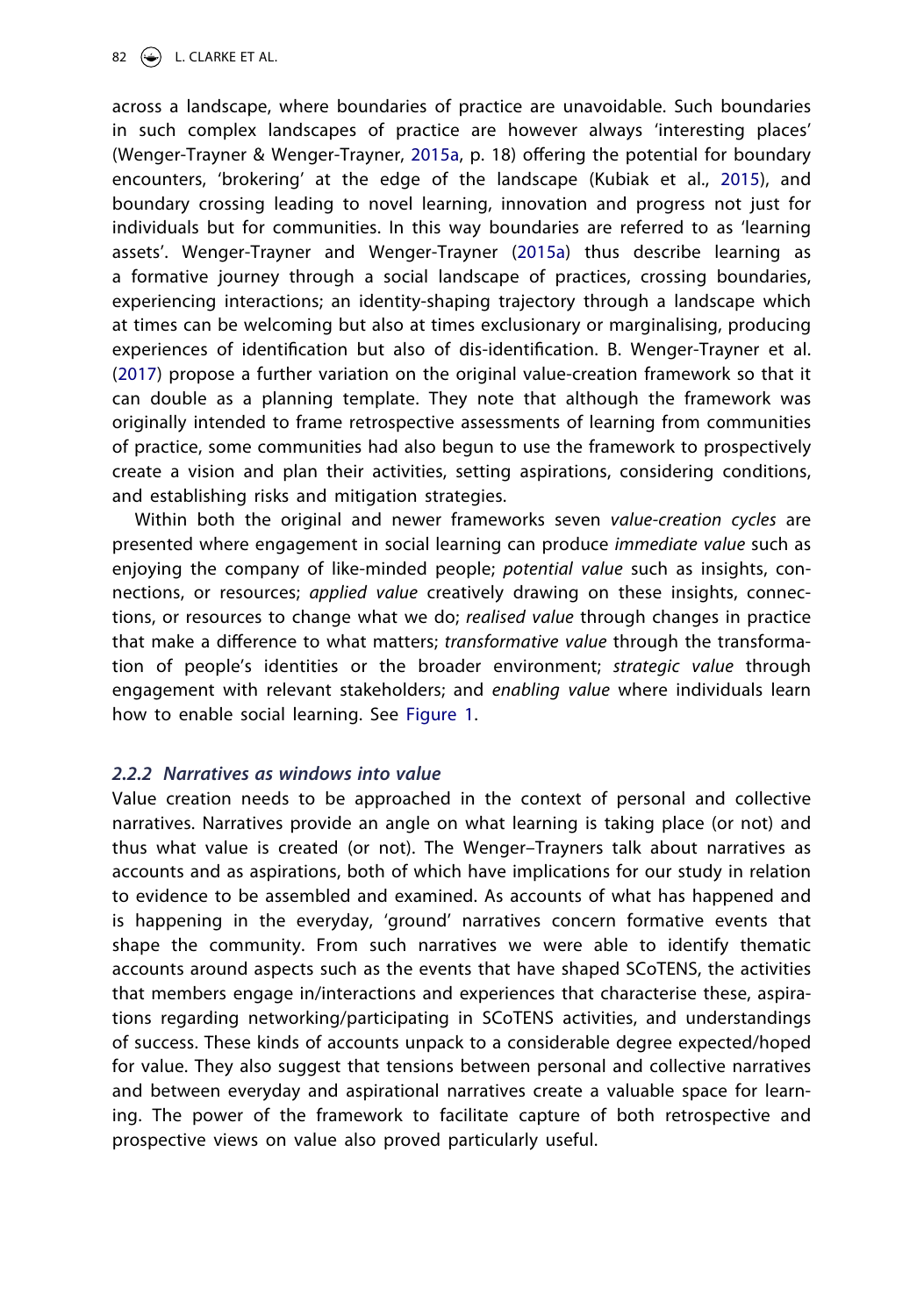across a landscape, where boundaries of practice are unavoidable. Such boundaries in such complex landscapes of practice are however always 'interesting places' (Wenger-Trayner & Wenger-Trayner, 2015a, p. 18) offering the potential for boundary encounters, 'brokering' at the edge of the landscape (Kubiak et al., 2015), and boundary crossing leading to novel learning, innovation and progress not just for individuals but for communities. In this way boundaries are referred to as 'learning assets'. Wenger-Trayner and Wenger-Trayner (2015a) thus describe learning as a formative journey through a social landscape of practices, crossing boundaries, experiencing interactions; an identity-shaping trajectory through a landscape which at times can be welcoming but also at times exclusionary or marginalising, producing experiences of identification but also of dis-identification. B. Wenger-Trayner et al. (2017) propose a further variation on the original value-creation framework so that it can double as a planning template. They note that although the framework was originally intended to frame retrospective assessments of learning from communities of practice, some communities had also begun to use the framework to prospectively create a vision and plan their activities, setting aspirations, considering conditions, and establishing risks and mitigation strategies.

Within both the original and newer frameworks seven *value-creation cycles* are presented where engagement in social learning can produce *immediate value* such as enjoying the company of like-minded people; *potential value* such as insights, connections, or resources; *applied value* creatively drawing on these insights, connections, or resources to change what we do; *realised value* through changes in practice that make a difference to what matters; *transformative value* through the transformation of people's identities or the broader environment; *strategic value* through engagement with relevant stakeholders; and *enabling value* where individuals learn how to enable social learning. See Figure 1.

### *2.2.2 Narratives as windows into value*

Value creation needs to be approached in the context of personal and collective narratives. Narratives provide an angle on what learning is taking place (or not) and thus what value is created (or not). The Wenger–Trayners talk about narratives as accounts and as aspirations, both of which have implications for our study in relation to evidence to be assembled and examined. As accounts of what has happened and is happening in the everyday, 'ground' narratives concern formative events that shape the community. From such narratives we were able to identify thematic accounts around aspects such as the events that have shaped SCoTENS, the activities that members engage in/interactions and experiences that characterise these, aspirations regarding networking/participating in SCoTENS activities, and understandings of success. These kinds of accounts unpack to a considerable degree expected/hoped for value. They also suggest that tensions between personal and collective narratives and between everyday and aspirational narratives create a valuable space for learning. The power of the framework to facilitate capture of both retrospective and prospective views on value also proved particularly useful.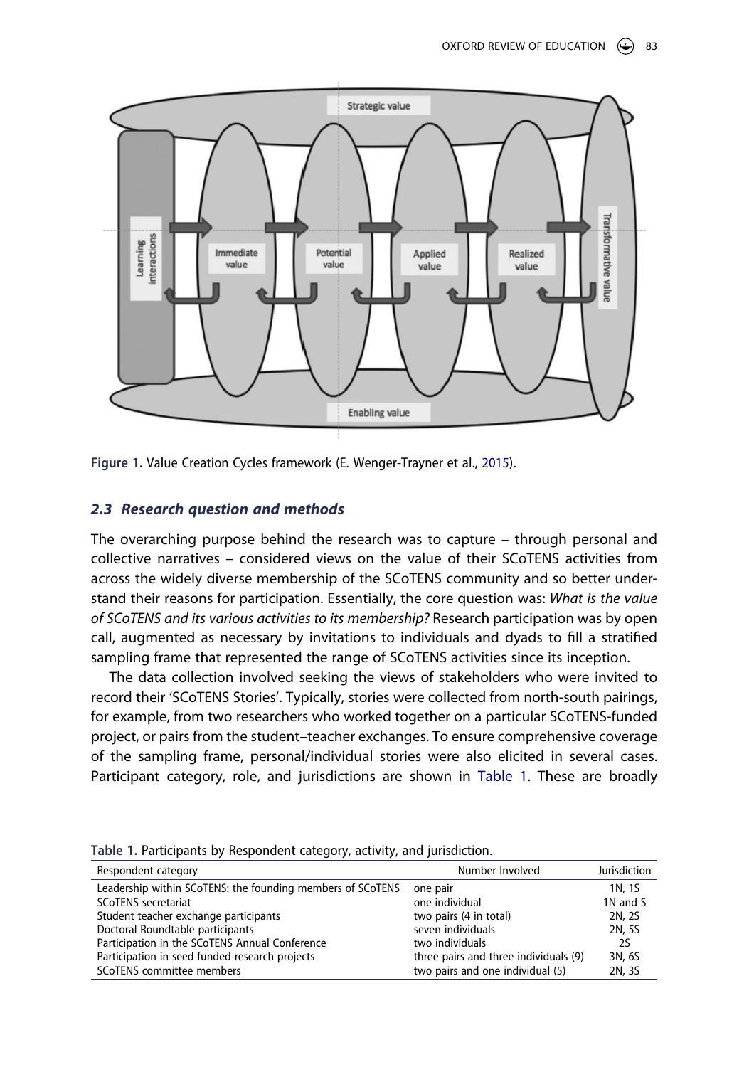Strategic value

Learning interactions

Immediate value

Potential value

Applied value

Realized value

Transformative value

Enabling value

Figure 1. Value Creation Cycles framework (E. Wenger-Trayner et al., 2015).

### 2.3 Research question and methods

The overarching purpose behind the research was to capture – through personal and collective narratives – considered views on the value of their SCoTENS activities from across the widely diverse membership of the SCoTENS community and so better understand their reasons for participation. Essentially, the core question was: *What is the value of SCoTENS and its various activities to its membership?* Research participation was by open call, augmented as necessary by invitations to individuals and dyads to fill a stratified sampling frame that represented the range of SCoTENS activities since its inception.

The data collection involved seeking the views of stakeholders who were invited to record their 'SCoTENS Stories'. Typically, stories were collected from north-south pairings, for example, from two researchers who worked together on a particular SCoTENS-funded project, or pairs from the student–teacher exchanges. To ensure comprehensive coverage of the sampling frame, personal/individual stories were also elicited in several cases. Participant category, role, and jurisdictions are shown in Table 1. These are broadly

Table 1. Participants by Respondent category, activity, and jurisdiction.

| Respondent category | Number Involved | Jurisdiction |
|---|---|---|
| Leadership within SCoTENS: the founding members of SCoTENS | one pair | 1N, 1S |
| SCoTENS secretariat | one individual | 1N and S |
| Student teacher exchange participants | two pairs (4 in total) | 2N, 2S |
| Doctoral Roundtable participants | seven individuals | 2N, 5S |
| Participation in the SCoTENS Annual Conference | two individuals | 2S |
| Participation in seed funded research projects | three pairs and three individuals (9) | 3N, 6S |
| SCoTENS committee members | two pairs and one individual (5) | 2N, 3S |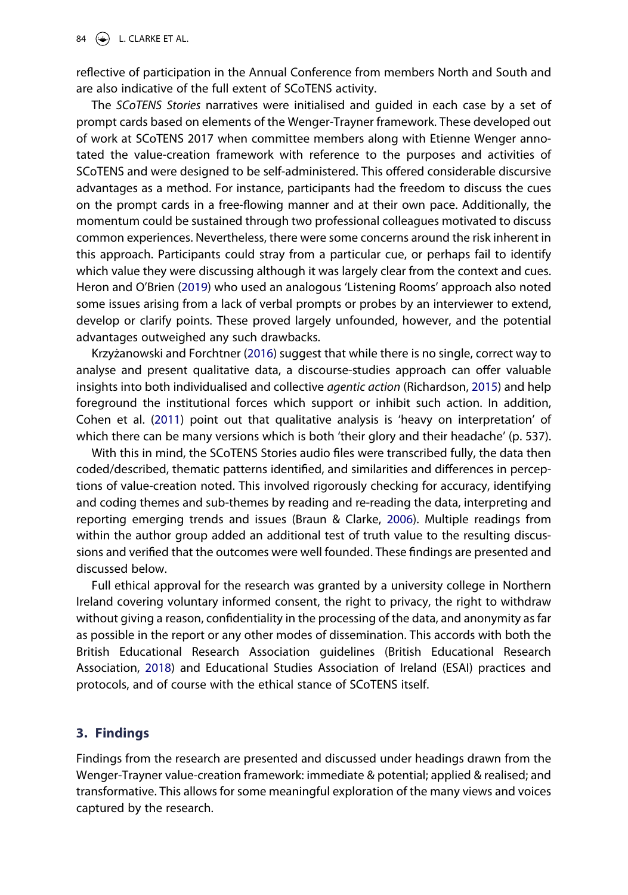reflective of participation in the Annual Conference from members North and South and are also indicative of the full extent of SCoTENS activity.

The *SCoTENS Stories* narratives were initialised and guided in each case by a set of prompt cards based on elements of the Wenger-Trayner framework. These developed out of work at SCoTENS 2017 when committee members along with Etienne Wenger annotated the value-creation framework with reference to the purposes and activities of SCoTENS and were designed to be self-administered. This offered considerable discursive advantages as a method. For instance, participants had the freedom to discuss the cues on the prompt cards in a free-flowing manner and at their own pace. Additionally, the momentum could be sustained through two professional colleagues motivated to discuss common experiences. Nevertheless, there were some concerns around the risk inherent in this approach. Participants could stray from a particular cue, or perhaps fail to identify which value they were discussing although it was largely clear from the context and cues. Heron and O'Brien (2019) who used an analogous 'Listening Rooms' approach also noted some issues arising from a lack of verbal prompts or probes by an interviewer to extend, develop or clarify points. These proved largely unfounded, however, and the potential advantages outweighed any such drawbacks.

Krzyżanowski and Forchtner (2016) suggest that while there is no single, correct way to analyse and present qualitative data, a discourse-studies approach can offer valuable insights into both individualised and collective *agentic action* (Richardson, 2015) and help foreground the institutional forces which support or inhibit such action. In addition, Cohen et al. (2011) point out that qualitative analysis is 'heavy on interpretation' of which there can be many versions which is both 'their glory and their headache' (p. 537).

With this in mind, the SCoTENS Stories audio files were transcribed fully, the data then coded/described, thematic patterns identified, and similarities and differences in perceptions of value-creation noted. This involved rigorously checking for accuracy, identifying and coding themes and sub-themes by reading and re-reading the data, interpreting and reporting emerging trends and issues (Braun & Clarke, 2006). Multiple readings from within the author group added an additional test of truth value to the resulting discussions and verified that the outcomes were well founded. These findings are presented and discussed below.

Full ethical approval for the research was granted by a university college in Northern Ireland covering voluntary informed consent, the right to privacy, the right to withdraw without giving a reason, confidentiality in the processing of the data, and anonymity as far as possible in the report or any other modes of dissemination. This accords with both the British Educational Research Association guidelines (British Educational Research Association, 2018) and Educational Studies Association of Ireland (ESAI) practices and protocols, and of course with the ethical stance of SCoTENS itself.

## 3. Findings

Findings from the research are presented and discussed under headings drawn from the Wenger-Trayner value-creation framework: immediate & potential; applied & realised; and transformative. This allows for some meaningful exploration of the many views and voices captured by the research.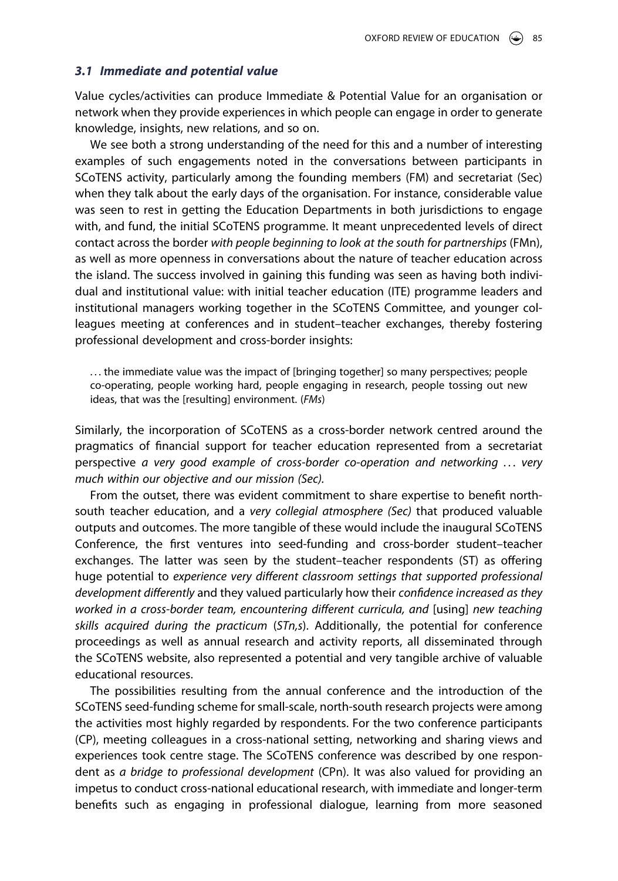### *3.1 Immediate and potential value*

Value cycles/activities can produce Immediate & Potential Value for an organisation or network when they provide experiences in which people can engage in order to generate knowledge, insights, new relations, and so on.

We see both a strong understanding of the need for this and a number of interesting examples of such engagements noted in the conversations between participants in SCoTENS activity, particularly among the founding members (FM) and secretariat (Sec) when they talk about the early days of the organisation. For instance, considerable value was seen to rest in getting the Education Departments in both jurisdictions to engage with, and fund, the initial SCoTENS programme. It meant unprecedented levels of direct contact across the border *with people beginning to look at the south for partnerships* (FMn), as well as more openness in conversations about the nature of teacher education across the island. The success involved in gaining this funding was seen as having both individual and institutional value: with initial teacher education (ITE) programme leaders and institutional managers working together in the SCoTENS Committee, and younger colleagues meeting at conferences and in student–teacher exchanges, thereby fostering professional development and cross-border insights:

> … the immediate value was the impact of [bringing together] so many perspectives; people co-operating, people working hard, people engaging in research, people tossing out new ideas, that was the [resulting] environment. (*FMs*)

Similarly, the incorporation of SCoTENS as a cross-border network centred around the pragmatics of financial support for teacher education represented from a secretariat perspective *a very good example of cross-border co-operation and networking … very much within our objective and our mission (Sec).*

From the outset, there was evident commitment to share expertise to benefit north-south teacher education, and a *very collegial atmosphere (Sec)* that produced valuable outputs and outcomes. The more tangible of these would include the inaugural SCoTENS Conference, the first ventures into seed-funding and cross-border student–teacher exchanges. The latter was seen by the student–teacher respondents (ST) as offering huge potential to *experience very different classroom settings that supported professional development differently* and they valued particularly how their *confidence increased as they worked in a cross-border team, encountering different curricula, and* [using] *new teaching skills acquired during the practicum* (*STn,s*). Additionally, the potential for conference proceedings as well as annual research and activity reports, all disseminated through the SCoTENS website, also represented a potential and very tangible archive of valuable educational resources.

The possibilities resulting from the annual conference and the introduction of the SCoTENS seed-funding scheme for small-scale, north-south research projects were among the activities most highly regarded by respondents. For the two conference participants (CP), meeting colleagues in a cross-national setting, networking and sharing views and experiences took centre stage. The SCoTENS conference was described by one respondent as *a bridge to professional development* (CPn). It was also valued for providing an impetus to conduct cross-national educational research, with immediate and longer-term benefits such as engaging in professional dialogue, learning from more seasoned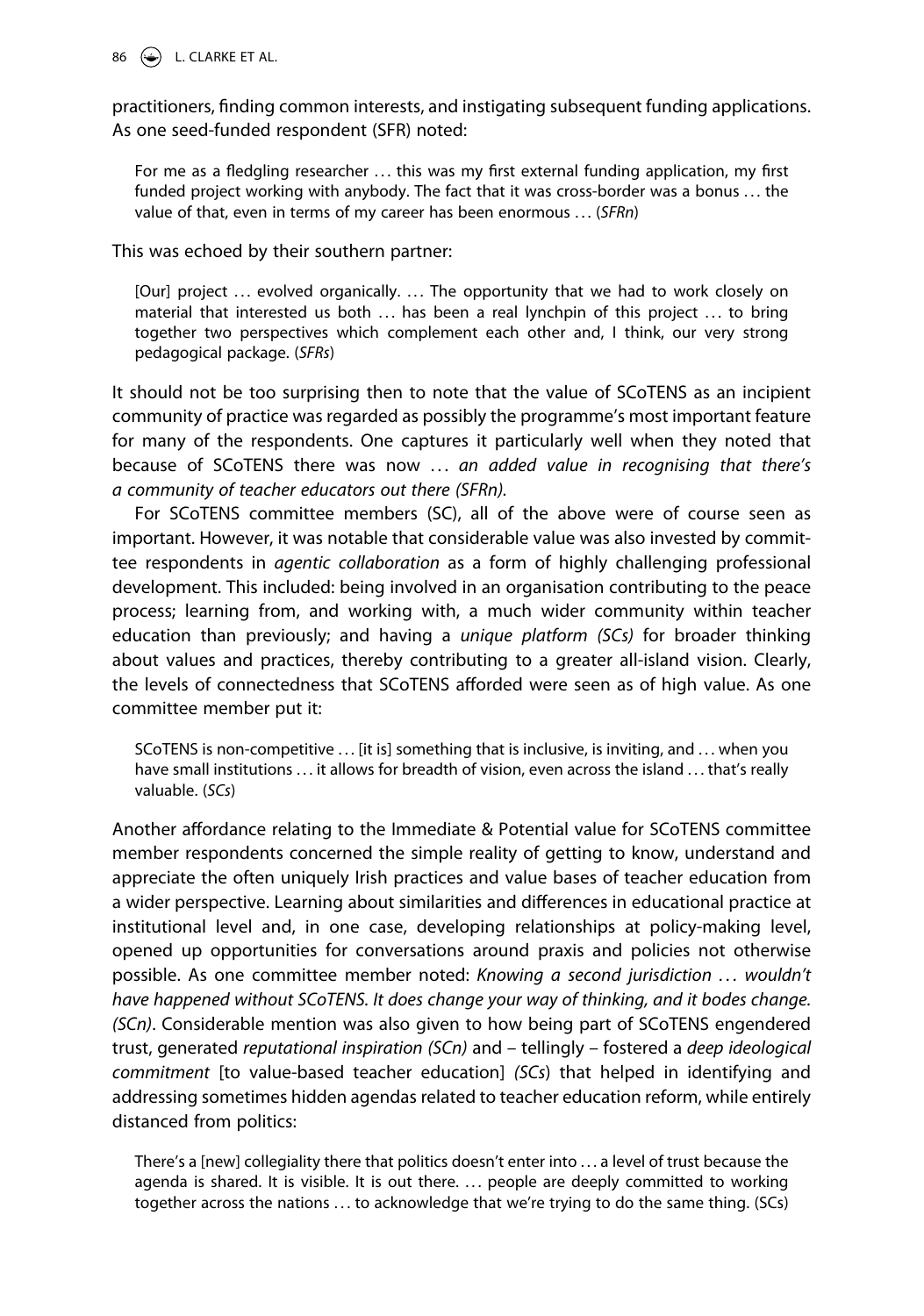practitioners, finding common interests, and instigating subsequent funding applications. As one seed-funded respondent (SFR) noted:

> For me as a fledgling researcher … this was my first external funding application, my first funded project working with anybody. The fact that it was cross-border was a bonus … the value of that, even in terms of my career has been enormous … (*SFRn*)

This was echoed by their southern partner:

> [Our] project … evolved organically. … The opportunity that we had to work closely on material that interested us both … has been a real lynchpin of this project … to bring together two perspectives which complement each other and, I think, our very strong pedagogical package. (*SFRs*)

It should not be too surprising then to note that the value of SCoTENS as an incipient community of practice was regarded as possibly the programme's most important feature for many of the respondents. One captures it particularly well when they noted that because of SCoTENS there was now … *an added value in recognising that there's a community of teacher educators out there (SFRn).*

For SCoTENS committee members (SC), all of the above were of course seen as important. However, it was notable that considerable value was also invested by committee respondents in *agentic collaboration* as a form of highly challenging professional development. This included: being involved in an organisation contributing to the peace process; learning from, and working with, a much wider community within teacher education than previously; and having a *unique platform (SCs)* for broader thinking about values and practices, thereby contributing to a greater all-island vision. Clearly, the levels of connectedness that SCoTENS afforded were seen as of high value. As one committee member put it:

> SCoTENS is non-competitive … [it is] something that is inclusive, is inviting, and … when you have small institutions … it allows for breadth of vision, even across the island … that's really valuable. (*SCs*)

Another affordance relating to the Immediate & Potential value for SCoTENS committee member respondents concerned the simple reality of getting to know, understand and appreciate the often uniquely Irish practices and value bases of teacher education from a wider perspective. Learning about similarities and differences in educational practice at institutional level and, in one case, developing relationships at policy-making level, opened up opportunities for conversations around praxis and policies not otherwise possible. As one committee member noted: *Knowing a second jurisdiction … wouldn't have happened without SCoTENS. It does change your way of thinking, and it bodes change. (SCn)*. Considerable mention was also given to how being part of SCoTENS engendered trust, generated *reputational inspiration (SCn)* and – tellingly – fostered a *deep ideological commitment* [to value-based teacher education] *(SCs)* that helped in identifying and addressing sometimes hidden agendas related to teacher education reform, while entirely distanced from politics:

> There's a [new] collegiality there that politics doesn't enter into … a level of trust because the agenda is shared. It is visible. It is out there. … people are deeply committed to working together across the nations … to acknowledge that we're trying to do the same thing. (SCs)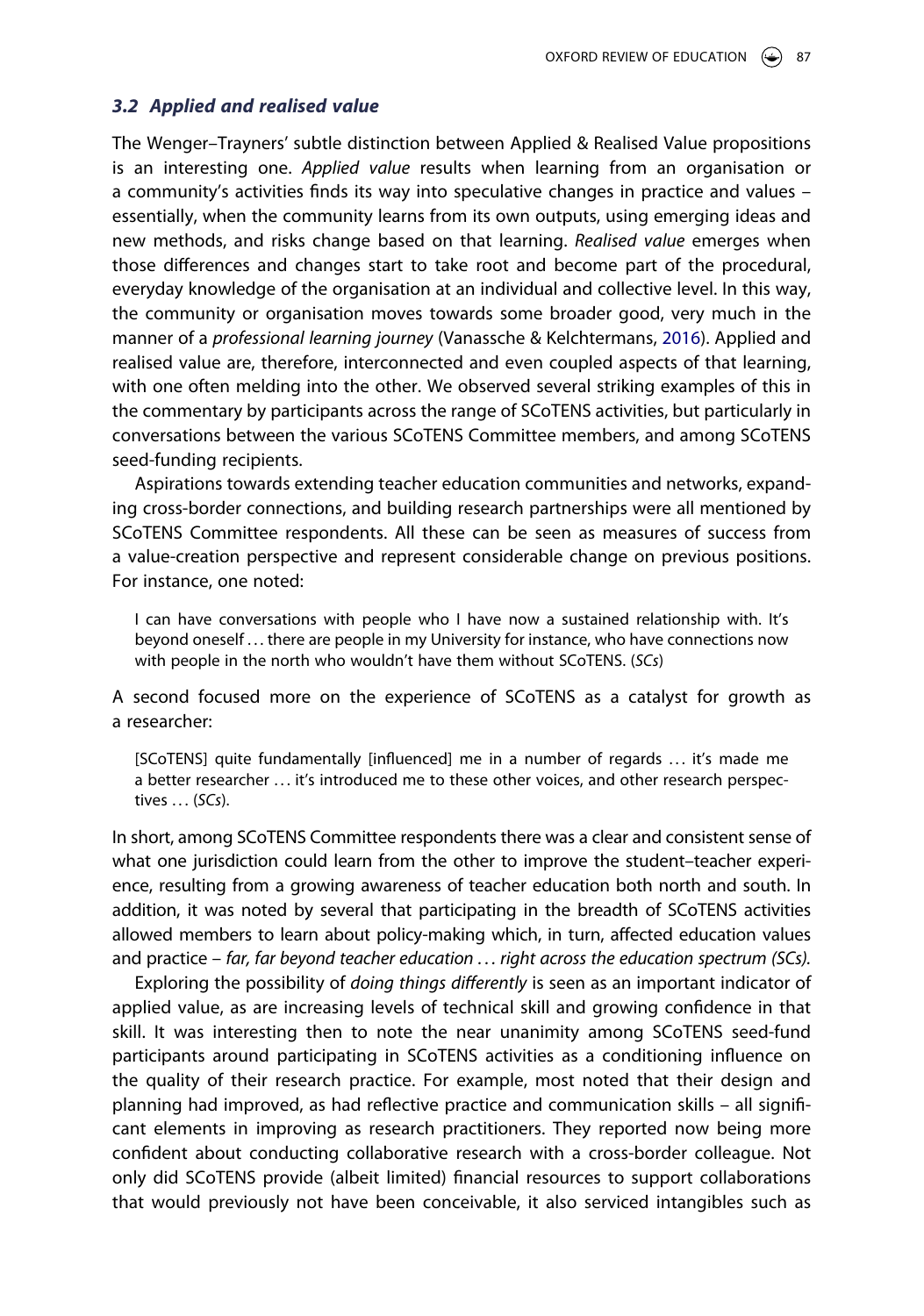### *3.2 Applied and realised value*

The Wenger–Trayners' subtle distinction between Applied & Realised Value propositions is an interesting one. *Applied value* results when learning from an organisation or a community's activities finds its way into speculative changes in practice and values – essentially, when the community learns from its own outputs, using emerging ideas and new methods, and risks change based on that learning. *Realised value* emerges when those differences and changes start to take root and become part of the procedural, everyday knowledge of the organisation at an individual and collective level. In this way, the community or organisation moves towards some broader good, very much in the manner of a *professional learning journey* (Vanassche & Kelchtermans, 2016). Applied and realised value are, therefore, interconnected and even coupled aspects of that learning, with one often melding into the other. We observed several striking examples of this in the commentary by participants across the range of SCoTENS activities, but particularly in conversations between the various SCoTENS Committee members, and among SCoTENS seed-funding recipients.

Aspirations towards extending teacher education communities and networks, expanding cross-border connections, and building research partnerships were all mentioned by SCoTENS Committee respondents. All these can be seen as measures of success from a value-creation perspective and represent considerable change on previous positions. For instance, one noted:

> I can have conversations with people who I have now a sustained relationship with. It's beyond oneself . . . there are people in my University for instance, who have connections now with people in the north who wouldn't have them without SCoTENS. (*SCs*)

A second focused more on the experience of SCoTENS as a catalyst for growth as a researcher:

> [SCoTENS] quite fundamentally [influenced] me in a number of regards . . . it's made me a better researcher . . . it's introduced me to these other voices, and other research perspectives . . . (*SCs*).

In short, among SCoTENS Committee respondents there was a clear and consistent sense of what one jurisdiction could learn from the other to improve the student–teacher experience, resulting from a growing awareness of teacher education both north and south. In addition, it was noted by several that participating in the breadth of SCoTENS activities allowed members to learn about policy-making which, in turn, affected education values and practice – *far, far beyond teacher education . . . right across the education spectrum (SCs).*

Exploring the possibility of *doing things differently* is seen as an important indicator of applied value, as are increasing levels of technical skill and growing confidence in that skill. It was interesting then to note the near unanimity among SCoTENS seed-fund participants around participating in SCoTENS activities as a conditioning influence on the quality of their research practice. For example, most noted that their design and planning had improved, as had reflective practice and communication skills – all significant elements in improving as research practitioners. They reported now being more confident about conducting collaborative research with a cross-border colleague. Not only did SCoTENS provide (albeit limited) financial resources to support collaborations that would previously not have been conceivable, it also serviced intangibles such as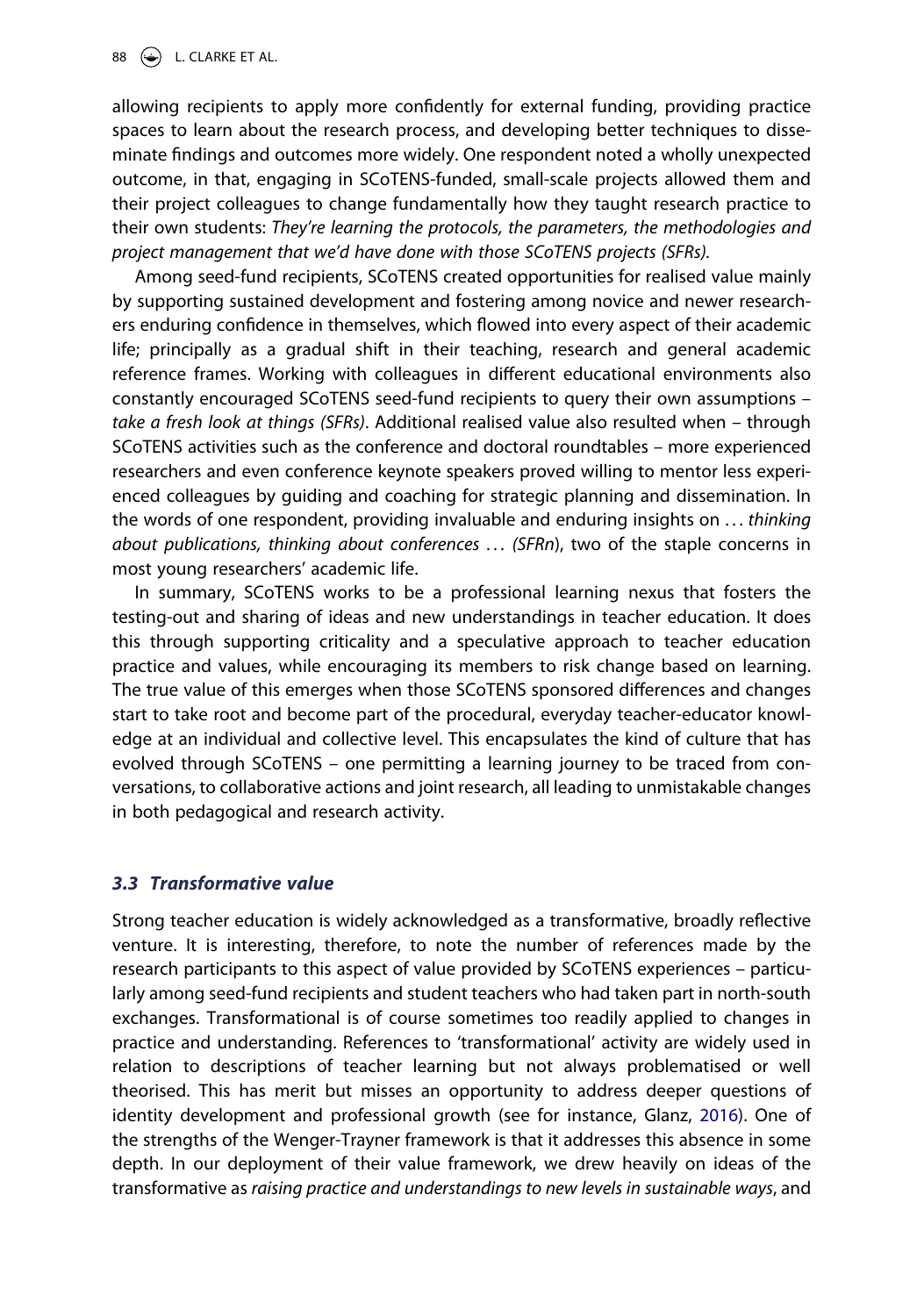allowing recipients to apply more confidently for external funding, providing practice spaces to learn about the research process, and developing better techniques to disseminate findings and outcomes more widely. One respondent noted a wholly unexpected outcome, in that, engaging in SCoTENS-funded, small-scale projects allowed them and their project colleagues to change fundamentally how they taught research practice to their own students: *They're learning the protocols, the parameters, the methodologies and project management that we'd have done with those SCoTENS projects (SFRs).*

Among seed-fund recipients, SCoTENS created opportunities for realised value mainly by supporting sustained development and fostering among novice and newer researchers enduring confidence in themselves, which flowed into every aspect of their academic life; principally as a gradual shift in their teaching, research and general academic reference frames. Working with colleagues in different educational environments also constantly encouraged SCoTENS seed-fund recipients to query their own assumptions – *take a fresh look at things (SFRs)*. Additional realised value also resulted when – through SCoTENS activities such as the conference and doctoral roundtables – more experienced researchers and even conference keynote speakers proved willing to mentor less experienced colleagues by guiding and coaching for strategic planning and dissemination. In the words of one respondent, providing invaluable and enduring insights on … *thinking about publications, thinking about conferences … (SFRn)*, two of the staple concerns in most young researchers' academic life.

In summary, SCoTENS works to be a professional learning nexus that fosters the testing-out and sharing of ideas and new understandings in teacher education. It does this through supporting criticality and a speculative approach to teacher education practice and values, while encouraging its members to risk change based on learning. The true value of this emerges when those SCoTENS sponsored differences and changes start to take root and become part of the procedural, everyday teacher-educator knowledge at an individual and collective level. This encapsulates the kind of culture that has evolved through SCoTENS – one permitting a learning journey to be traced from conversations, to collaborative actions and joint research, all leading to unmistakable changes in both pedagogical and research activity.

### *3.3 Transformative value*

Strong teacher education is widely acknowledged as a transformative, broadly reflective venture. It is interesting, therefore, to note the number of references made by the research participants to this aspect of value provided by SCoTENS experiences – particularly among seed-fund recipients and student teachers who had taken part in north-south exchanges. Transformational is of course sometimes too readily applied to changes in practice and understanding. References to 'transformational' activity are widely used in relation to descriptions of teacher learning but not always problematised or well theorised. This has merit but misses an opportunity to address deeper questions of identity development and professional growth (see for instance, Glanz, 2016). One of the strengths of the Wenger-Trayner framework is that it addresses this absence in some depth. In our deployment of their value framework, we drew heavily on ideas of the transformative as *raising practice and understandings to new levels in sustainable ways*, and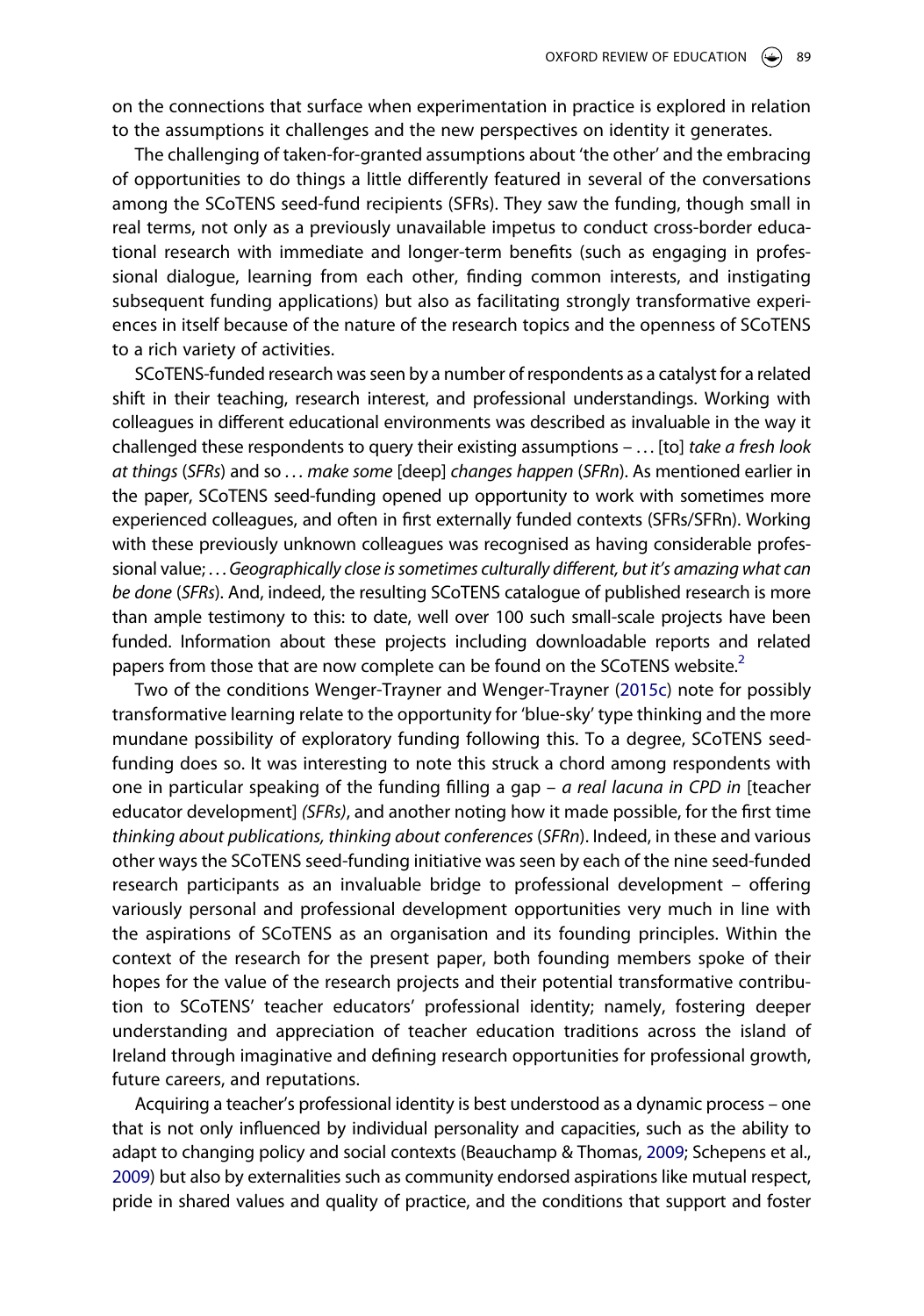on the connections that surface when experimentation in practice is explored in relation to the assumptions it challenges and the new perspectives on identity it generates.

The challenging of taken-for-granted assumptions about 'the other' and the embracing of opportunities to do things a little differently featured in several of the conversations among the SCoTENS seed-fund recipients (SFRs). They saw the funding, though small in real terms, not only as a previously unavailable impetus to conduct cross-border educational research with immediate and longer-term benefits (such as engaging in professional dialogue, learning from each other, finding common interests, and instigating subsequent funding applications) but also as facilitating strongly transformative experiences in itself because of the nature of the research topics and the openness of SCoTENS to a rich variety of activities.

SCoTENS-funded research was seen by a number of respondents as a catalyst for a related shift in their teaching, research interest, and professional understandings. Working with colleagues in different educational environments was described as invaluable in the way it challenged these respondents to query their existing assumptions – … [to] *take a fresh look at things* (*SFRs*) and so … *make some* [deep] *changes happen* (*SFRn*). As mentioned earlier in the paper, SCoTENS seed-funding opened up opportunity to work with sometimes more experienced colleagues, and often in first externally funded contexts (SFRs/SFRn). Working with these previously unknown colleagues was recognised as having considerable professional value; … *Geographically close is sometimes culturally different, but it's amazing what can be done* (*SFRs*). And, indeed, the resulting SCoTENS catalogue of published research is more than ample testimony to this: to date, well over 100 such small-scale projects have been funded. Information about these projects including downloadable reports and related papers from those that are now complete can be found on the SCoTENS website.[2]

Two of the conditions Wenger-Trayner and Wenger-Trayner (2015c) note for possibly transformative learning relate to the opportunity for 'blue-sky' type thinking and the more mundane possibility of exploratory funding following this. To a degree, SCoTENS seed-funding does so. It was interesting to note this struck a chord among respondents with one in particular speaking of the funding filling a gap – *a real lacuna in CPD in* [teacher educator development] *(SFRs)*, and another noting how it made possible, for the first time *thinking about publications, thinking about conferences* (*SFRn*). Indeed, in these and various other ways the SCoTENS seed-funding initiative was seen by each of the nine seed-funded research participants as an invaluable bridge to professional development – offering variously personal and professional development opportunities very much in line with the aspirations of SCoTENS as an organisation and its founding principles. Within the context of the research for the present paper, both founding members spoke of their hopes for the value of the research projects and their potential transformative contribution to SCoTENS' teacher educators' professional identity; namely, fostering deeper understanding and appreciation of teacher education traditions across the island of Ireland through imaginative and defining research opportunities for professional growth, future careers, and reputations.

Acquiring a teacher's professional identity is best understood as a dynamic process – one that is not only influenced by individual personality and capacities, such as the ability to adapt to changing policy and social contexts (Beauchamp & Thomas, 2009; Schepens et al., 2009) but also by externalities such as community endorsed aspirations like mutual respect, pride in shared values and quality of practice, and the conditions that support and foster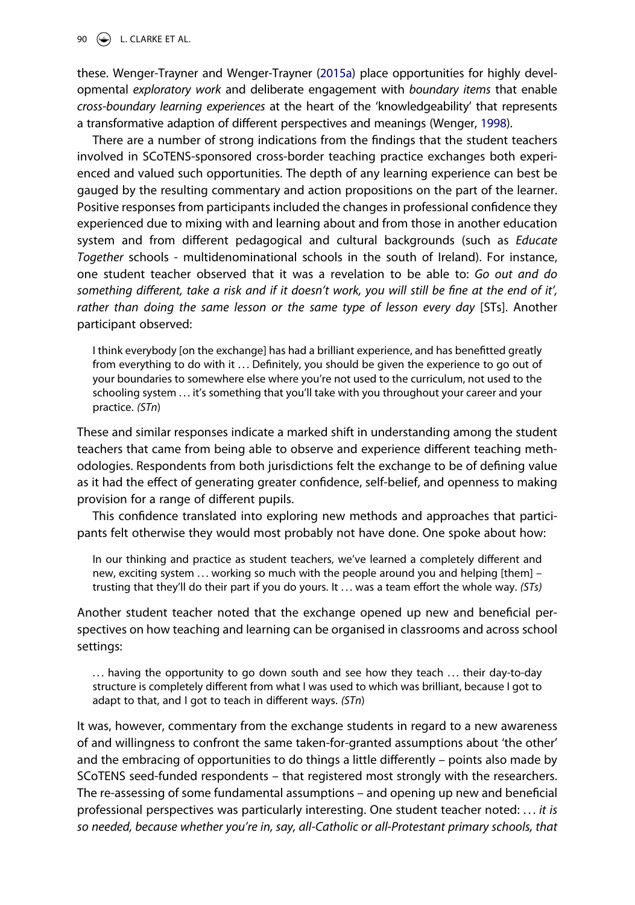these. Wenger-Trayner and Wenger-Trayner (2015a) place opportunities for highly developmental *exploratory work* and deliberate engagement with *boundary items* that enable *cross-boundary learning experiences* at the heart of the 'knowledgeability' that represents a transformative adaption of different perspectives and meanings (Wenger, 1998).

There are a number of strong indications from the findings that the student teachers involved in SCoTENS-sponsored cross-border teaching practice exchanges both experienced and valued such opportunities. The depth of any learning experience can best be gauged by the resulting commentary and action propositions on the part of the learner. Positive responses from participants included the changes in professional confidence they experienced due to mixing with and learning about and from those in another education system and from different pedagogical and cultural backgrounds (such as *Educate Together* schools - multidenominational schools in the south of Ireland). For instance, one student teacher observed that it was a revelation to be able to: *Go out and do something different, take a risk and if it doesn't work, you will still be fine at the end of it', rather than doing the same lesson or the same type of lesson every day* [STs]. Another participant observed:

> I think everybody [on the exchange] has had a brilliant experience, and has benefitted greatly from everything to do with it … Definitely, you should be given the experience to go out of your boundaries to somewhere else where you're not used to the curriculum, not used to the schooling system … it's something that you'll take with you throughout your career and your practice. *(STn)*

These and similar responses indicate a marked shift in understanding among the student teachers that came from being able to observe and experience different teaching methodologies. Respondents from both jurisdictions felt the exchange to be of defining value as it had the effect of generating greater confidence, self-belief, and openness to making provision for a range of different pupils.

This confidence translated into exploring new methods and approaches that participants felt otherwise they would most probably not have done. One spoke about how:

> In our thinking and practice as student teachers, we've learned a completely different and new, exciting system … working so much with the people around you and helping [them] – trusting that they'll do their part if you do yours. It … was a team effort the whole way. *(STs)*

Another student teacher noted that the exchange opened up new and beneficial perspectives on how teaching and learning can be organised in classrooms and across school settings:

> … having the opportunity to go down south and see how they teach … their day-to-day structure is completely different from what I was used to which was brilliant, because I got to adapt to that, and I got to teach in different ways. *(STn)*

It was, however, commentary from the exchange students in regard to a new awareness of and willingness to confront the same taken-for-granted assumptions about 'the other' and the embracing of opportunities to do things a little differently – points also made by SCoTENS seed-funded respondents – that registered most strongly with the researchers. The re-assessing of some fundamental assumptions – and opening up new and beneficial professional perspectives was particularly interesting. One student teacher noted: … *it is so needed, because whether you're in, say, all-Catholic or all-Protestant primary schools, that*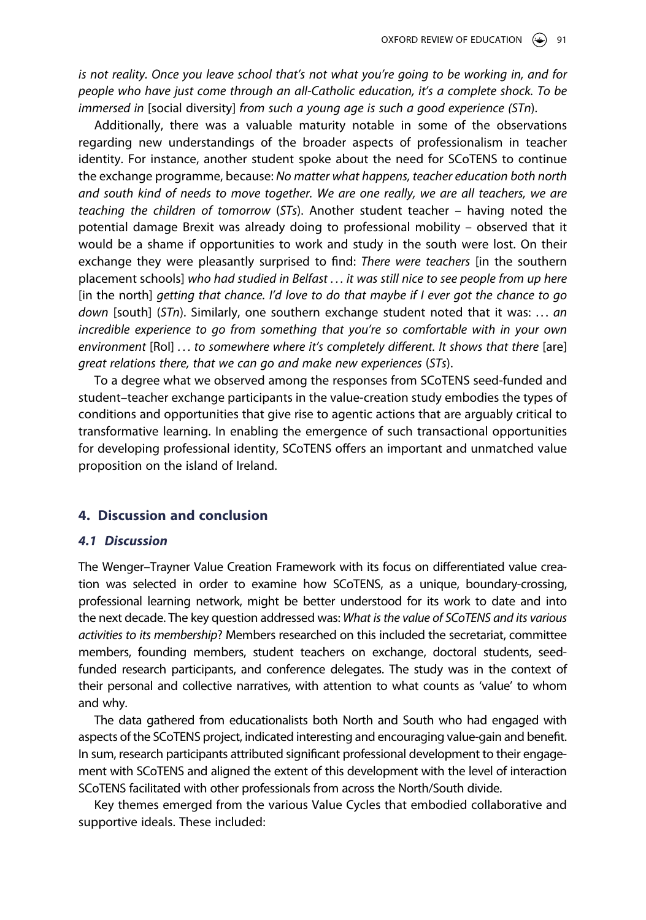*is not reality. Once you leave school that's not what you're going to be working in, and for people who have just come through an all-Catholic education, it's a complete shock. To be immersed in* [social diversity] *from such a young age is such a good experience (STn*).

Additionally, there was a valuable maturity notable in some of the observations regarding new understandings of the broader aspects of professionalism in teacher identity. For instance, another student spoke about the need for SCoTENS to continue the exchange programme, because: *No matter what happens, teacher education both north and south kind of needs to move together. We are one really, we are all teachers, we are teaching the children of tomorrow* (*STs*). Another student teacher – having noted the potential damage Brexit was already doing to professional mobility – observed that it would be a shame if opportunities to work and study in the south were lost. On their exchange they were pleasantly surprised to find: *There were teachers* [in the southern placement schools] *who had studied in Belfast … it was still nice to see people from up here* [in the north] *getting that chance. I'd love to do that maybe if I ever got the chance to go down* [south] (*STn*). Similarly, one southern exchange student noted that it was: … *an incredible experience to go from something that you're so comfortable with in your own environment* [RoI] … *to somewhere where it's completely different. It shows that there* [are] *great relations there, that we can go and make new experiences* (*STs*).

To a degree what we observed among the responses from SCoTENS seed-funded and student–teacher exchange participants in the value-creation study embodies the types of conditions and opportunities that give rise to agentic actions that are arguably critical to transformative learning. In enabling the emergence of such transactional opportunities for developing professional identity, SCoTENS offers an important and unmatched value proposition on the island of Ireland.

## 4. Discussion and conclusion

### *4.1 Discussion*

The Wenger–Trayner Value Creation Framework with its focus on differentiated value creation was selected in order to examine how SCoTENS, as a unique, boundary-crossing, professional learning network, might be better understood for its work to date and into the next decade. The key question addressed was: *What is the value of SCoTENS and its various activities to its membership*? Members researched on this included the secretariat, committee members, founding members, student teachers on exchange, doctoral students, seed-funded research participants, and conference delegates. The study was in the context of their personal and collective narratives, with attention to what counts as 'value' to whom and why.

The data gathered from educationalists both North and South who had engaged with aspects of the SCoTENS project, indicated interesting and encouraging value-gain and benefit. In sum, research participants attributed significant professional development to their engagement with SCoTENS and aligned the extent of this development with the level of interaction SCoTENS facilitated with other professionals from across the North/South divide.

Key themes emerged from the various Value Cycles that embodied collaborative and supportive ideals. These included: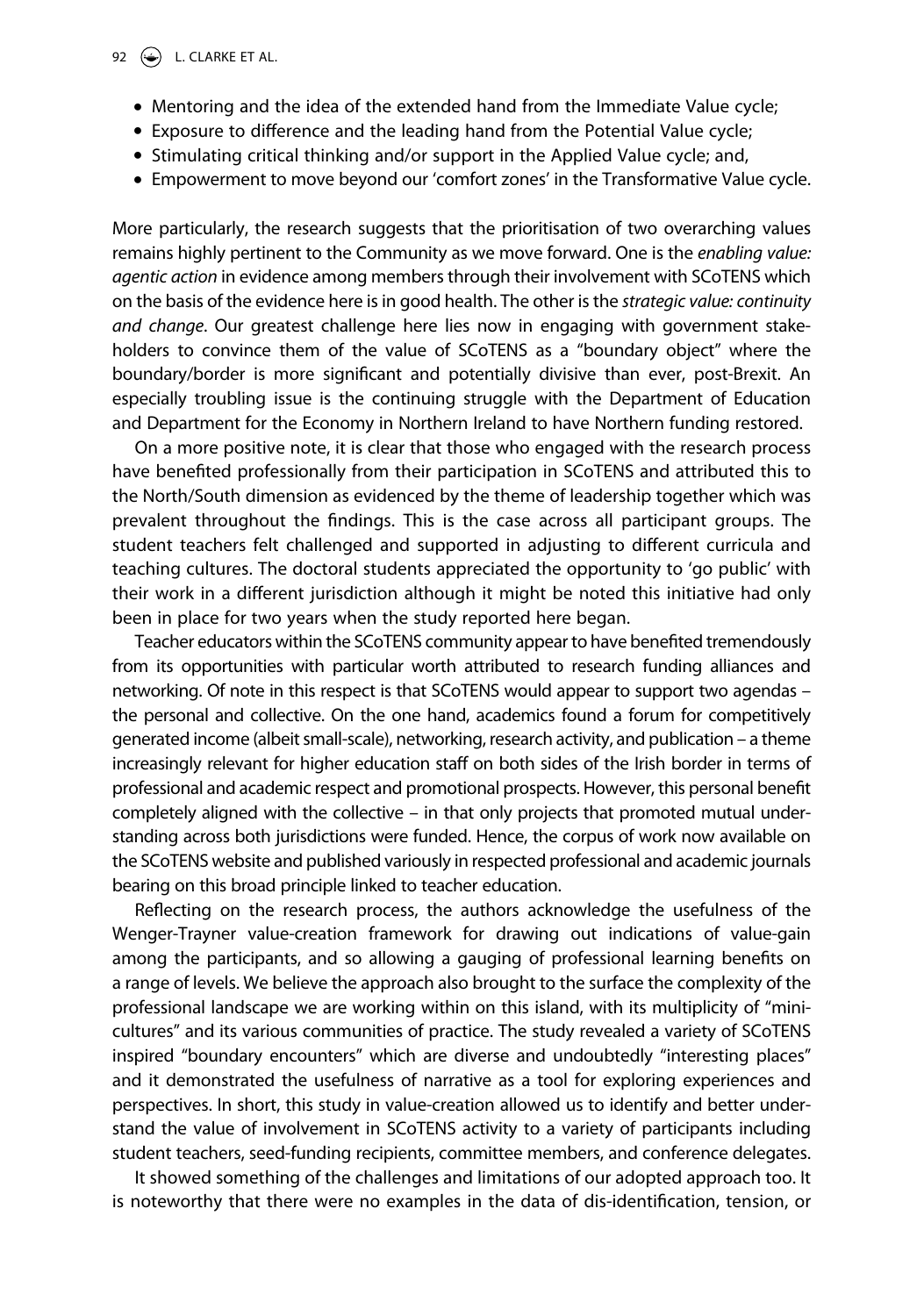- Mentoring and the idea of the extended hand from the Immediate Value cycle;
- Exposure to difference and the leading hand from the Potential Value cycle;
- Stimulating critical thinking and/or support in the Applied Value cycle; and,
- Empowerment to move beyond our 'comfort zones' in the Transformative Value cycle.

More particularly, the research suggests that the prioritisation of two overarching values remains highly pertinent to the Community as we move forward. One is the *enabling value: agentic action* in evidence among members through their involvement with SCoTENS which on the basis of the evidence here is in good health. The other is the *strategic value: continuity and change*. Our greatest challenge here lies now in engaging with government stakeholders to convince them of the value of SCoTENS as a "boundary object" where the boundary/border is more significant and potentially divisive than ever, post-Brexit. An especially troubling issue is the continuing struggle with the Department of Education and Department for the Economy in Northern Ireland to have Northern funding restored.

On a more positive note, it is clear that those who engaged with the research process have benefited professionally from their participation in SCoTENS and attributed this to the North/South dimension as evidenced by the theme of leadership together which was prevalent throughout the findings. This is the case across all participant groups. The student teachers felt challenged and supported in adjusting to different curricula and teaching cultures. The doctoral students appreciated the opportunity to 'go public' with their work in a different jurisdiction although it might be noted this initiative had only been in place for two years when the study reported here began.

Teacher educators within the SCoTENS community appear to have benefited tremendously from its opportunities with particular worth attributed to research funding alliances and networking. Of note in this respect is that SCoTENS would appear to support two agendas – the personal and collective. On the one hand, academics found a forum for competitively generated income (albeit small-scale), networking, research activity, and publication – a theme increasingly relevant for higher education staff on both sides of the Irish border in terms of professional and academic respect and promotional prospects. However, this personal benefit completely aligned with the collective – in that only projects that promoted mutual understanding across both jurisdictions were funded. Hence, the corpus of work now available on the SCoTENS website and published variously in respected professional and academic journals bearing on this broad principle linked to teacher education.

Reflecting on the research process, the authors acknowledge the usefulness of the Wenger-Trayner value-creation framework for drawing out indications of value-gain among the participants, and so allowing a gauging of professional learning benefits on a range of levels. We believe the approach also brought to the surface the complexity of the professional landscape we are working within on this island, with its multiplicity of "mini-cultures" and its various communities of practice. The study revealed a variety of SCoTENS inspired "boundary encounters" which are diverse and undoubtedly "interesting places" and it demonstrated the usefulness of narrative as a tool for exploring experiences and perspectives. In short, this study in value-creation allowed us to identify and better understand the value of involvement in SCoTENS activity to a variety of participants including student teachers, seed-funding recipients, committee members, and conference delegates.

It showed something of the challenges and limitations of our adopted approach too. It is noteworthy that there were no examples in the data of dis-identification, tension, or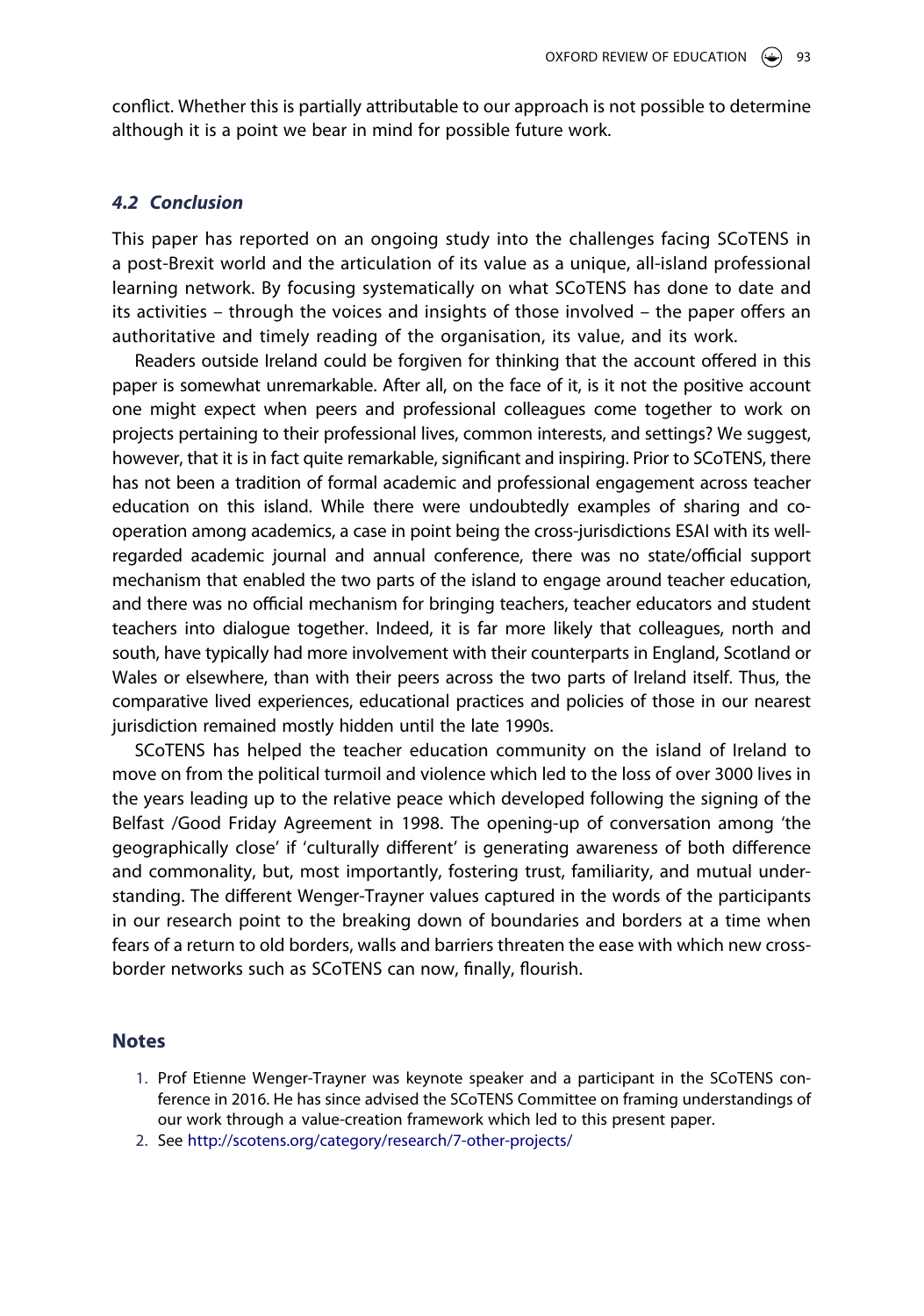conflict. Whether this is partially attributable to our approach is not possible to determine although it is a point we bear in mind for possible future work.

### *4.2 Conclusion*

This paper has reported on an ongoing study into the challenges facing SCoTENS in a post-Brexit world and the articulation of its value as a unique, all-island professional learning network. By focusing systematically on what SCoTENS has done to date and its activities – through the voices and insights of those involved – the paper offers an authoritative and timely reading of the organisation, its value, and its work.

Readers outside Ireland could be forgiven for thinking that the account offered in this paper is somewhat unremarkable. After all, on the face of it, is it not the positive account one might expect when peers and professional colleagues come together to work on projects pertaining to their professional lives, common interests, and settings? We suggest, however, that it is in fact quite remarkable, significant and inspiring. Prior to SCoTENS, there has not been a tradition of formal academic and professional engagement across teacher education on this island. While there were undoubtedly examples of sharing and co-operation among academics, a case in point being the cross-jurisdictions ESAI with its well-regarded academic journal and annual conference, there was no state/official support mechanism that enabled the two parts of the island to engage around teacher education, and there was no official mechanism for bringing teachers, teacher educators and student teachers into dialogue together. Indeed, it is far more likely that colleagues, north and south, have typically had more involvement with their counterparts in England, Scotland or Wales or elsewhere, than with their peers across the two parts of Ireland itself. Thus, the comparative lived experiences, educational practices and policies of those in our nearest jurisdiction remained mostly hidden until the late 1990s.

SCoTENS has helped the teacher education community on the island of Ireland to move on from the political turmoil and violence which led to the loss of over 3000 lives in the years leading up to the relative peace which developed following the signing of the Belfast /Good Friday Agreement in 1998. The opening-up of conversation among 'the geographically close' if 'culturally different' is generating awareness of both difference and commonality, but, most importantly, fostering trust, familiarity, and mutual understanding. The different Wenger-Trayner values captured in the words of the participants in our research point to the breaking down of boundaries and borders at a time when fears of a return to old borders, walls and barriers threaten the ease with which new cross-border networks such as SCoTENS can now, finally, flourish.

## Notes

1. Prof Etienne Wenger-Trayner was keynote speaker and a participant in the SCoTENS conference in 2016. He has since advised the SCoTENS Committee on framing understandings of our work through a value-creation framework which led to this present paper.
2. See http://scotens.org/category/research/7-other-projects/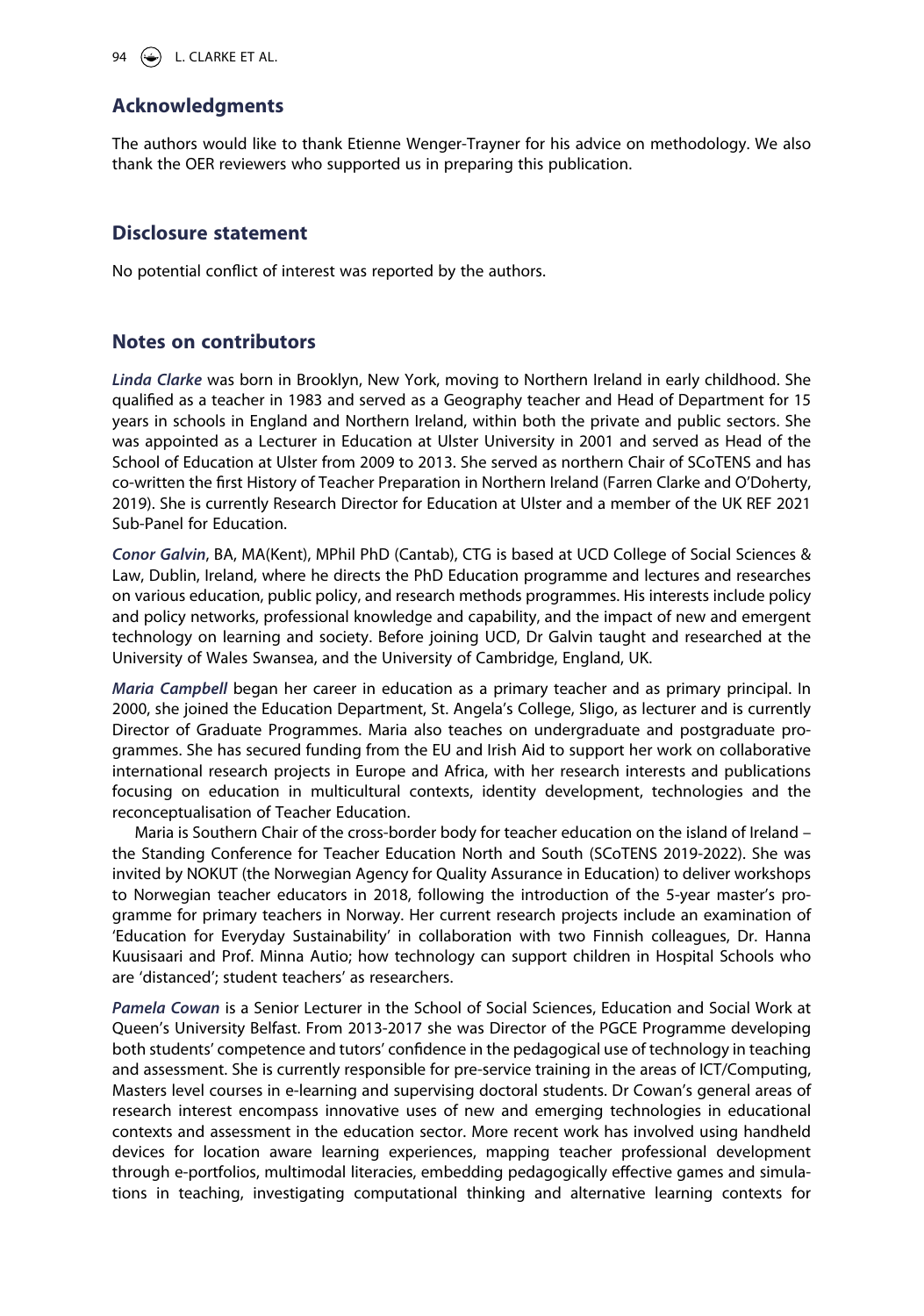## Acknowledgments

The authors would like to thank Etienne Wenger-Trayner for his advice on methodology. We also thank the OER reviewers who supported us in preparing this publication.

## Disclosure statement

No potential conflict of interest was reported by the authors.

## Notes on contributors

***Linda Clarke*** was born in Brooklyn, New York, moving to Northern Ireland in early childhood. She qualified as a teacher in 1983 and served as a Geography teacher and Head of Department for 15 years in schools in England and Northern Ireland, within both the private and public sectors. She was appointed as a Lecturer in Education at Ulster University in 2001 and served as Head of the School of Education at Ulster from 2009 to 2013. She served as northern Chair of SCoTENS and has co-written the first History of Teacher Preparation in Northern Ireland (Farren Clarke and O'Doherty, 2019). She is currently Research Director for Education at Ulster and a member of the UK REF 2021 Sub-Panel for Education.

***Conor Galvin***, BA, MA(Kent), MPhil PhD (Cantab), CTG is based at UCD College of Social Sciences & Law, Dublin, Ireland, where he directs the PhD Education programme and lectures and researches on various education, public policy, and research methods programmes. His interests include policy and policy networks, professional knowledge and capability, and the impact of new and emergent technology on learning and society. Before joining UCD, Dr Galvin taught and researched at the University of Wales Swansea, and the University of Cambridge, England, UK.

***Maria Campbell*** began her career in education as a primary teacher and as primary principal. In 2000, she joined the Education Department, St. Angela's College, Sligo, as lecturer and is currently Director of Graduate Programmes. Maria also teaches on undergraduate and postgraduate programmes. She has secured funding from the EU and Irish Aid to support her work on collaborative international research projects in Europe and Africa, with her research interests and publications focusing on education in multicultural contexts, identity development, technologies and the reconceptualisation of Teacher Education.

Maria is Southern Chair of the cross-border body for teacher education on the island of Ireland – the Standing Conference for Teacher Education North and South (SCoTENS 2019-2022). She was invited by NOKUT (the Norwegian Agency for Quality Assurance in Education) to deliver workshops to Norwegian teacher educators in 2018, following the introduction of the 5-year master's programme for primary teachers in Norway. Her current research projects include an examination of 'Education for Everyday Sustainability' in collaboration with two Finnish colleagues, Dr. Hanna Kuusisaari and Prof. Minna Autio; how technology can support children in Hospital Schools who are 'distanced'; student teachers' as researchers.

***Pamela Cowan*** is a Senior Lecturer in the School of Social Sciences, Education and Social Work at Queen's University Belfast. From 2013-2017 she was Director of the PGCE Programme developing both students' competence and tutors' confidence in the pedagogical use of technology in teaching and assessment. She is currently responsible for pre-service training in the areas of ICT/Computing, Masters level courses in e-learning and supervising doctoral students. Dr Cowan's general areas of research interest encompass innovative uses of new and emerging technologies in educational contexts and assessment in the education sector. More recent work has involved using handheld devices for location aware learning experiences, mapping teacher professional development through e-portfolios, multimodal literacies, embedding pedagogically effective games and simulations in teaching, investigating computational thinking and alternative learning contexts for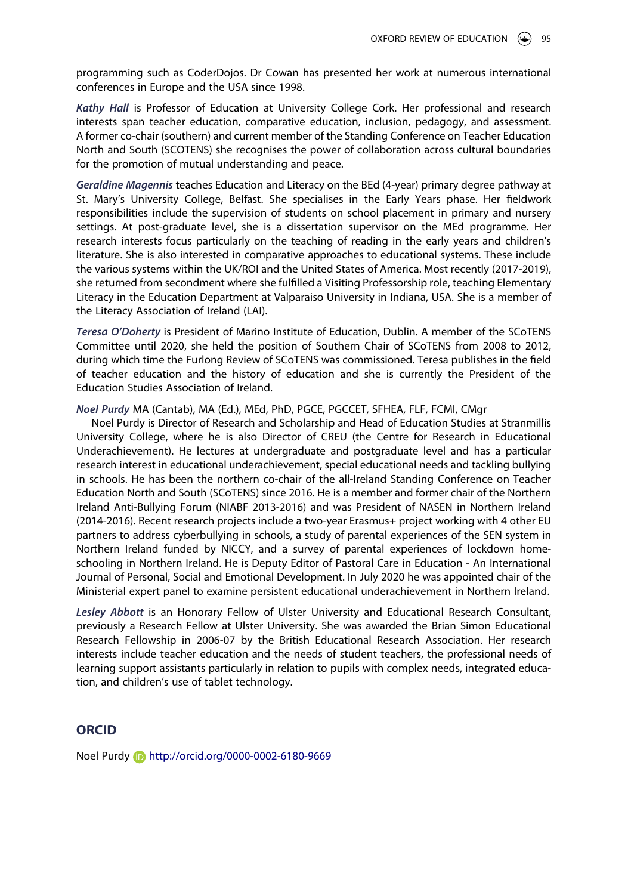programming such as CoderDojos. Dr Cowan has presented her work at numerous international conferences in Europe and the USA since 1998.

***Kathy Hall*** is Professor of Education at University College Cork. Her professional and research interests span teacher education, comparative education, inclusion, pedagogy, and assessment. A former co-chair (southern) and current member of the Standing Conference on Teacher Education North and South (SCOTENS) she recognises the power of collaboration across cultural boundaries for the promotion of mutual understanding and peace.

***Geraldine Magennis*** teaches Education and Literacy on the BEd (4-year) primary degree pathway at St. Mary's University College, Belfast. She specialises in the Early Years phase. Her fieldwork responsibilities include the supervision of students on school placement in primary and nursery settings. At post-graduate level, she is a dissertation supervisor on the MEd programme. Her research interests focus particularly on the teaching of reading in the early years and children's literature. She is also interested in comparative approaches to educational systems. These include the various systems within the UK/ROI and the United States of America. Most recently (2017-2019), she returned from secondment where she fulfilled a Visiting Professorship role, teaching Elementary Literacy in the Education Department at Valparaiso University in Indiana, USA. She is a member of the Literacy Association of Ireland (LAI).

***Teresa O'Doherty*** is President of Marino Institute of Education, Dublin. A member of the SCoTENS Committee until 2020, she held the position of Southern Chair of SCoTENS from 2008 to 2012, during which time the Furlong Review of SCoTENS was commissioned. Teresa publishes in the field of teacher education and the history of education and she is currently the President of the Education Studies Association of Ireland.

***Noel Purdy*** MA (Cantab), MA (Ed.), MEd, PhD, PGCE, PGCCET, SFHEA, FLF, FCMI, CMgr

Noel Purdy is Director of Research and Scholarship and Head of Education Studies at Stranmillis University College, where he is also Director of CREU (the Centre for Research in Educational Underachievement). He lectures at undergraduate and postgraduate level and has a particular research interest in educational underachievement, special educational needs and tackling bullying in schools. He has been the northern co-chair of the all-Ireland Standing Conference on Teacher Education North and South (SCoTENS) since 2016. He is a member and former chair of the Northern Ireland Anti-Bullying Forum (NIABF 2013-2016) and was President of NASEN in Northern Ireland (2014-2016). Recent research projects include a two-year Erasmus+ project working with 4 other EU partners to address cyberbullying in schools, a study of parental experiences of the SEN system in Northern Ireland funded by NICCY, and a survey of parental experiences of lockdown home-schooling in Northern Ireland. He is Deputy Editor of Pastoral Care in Education - An International Journal of Personal, Social and Emotional Development. In July 2020 he was appointed chair of the Ministerial expert panel to examine persistent educational underachievement in Northern Ireland.

***Lesley Abbott*** is an Honorary Fellow of Ulster University and Educational Research Consultant, previously a Research Fellow at Ulster University. She was awarded the Brian Simon Educational Research Fellowship in 2006-07 by the British Educational Research Association. Her research interests include teacher education and the needs of student teachers, the professional needs of learning support assistants particularly in relation to pupils with complex needs, integrated education, and children's use of tablet technology.

## ORCID

Noel Purdy http://orcid.org/0000-0002-6180-9669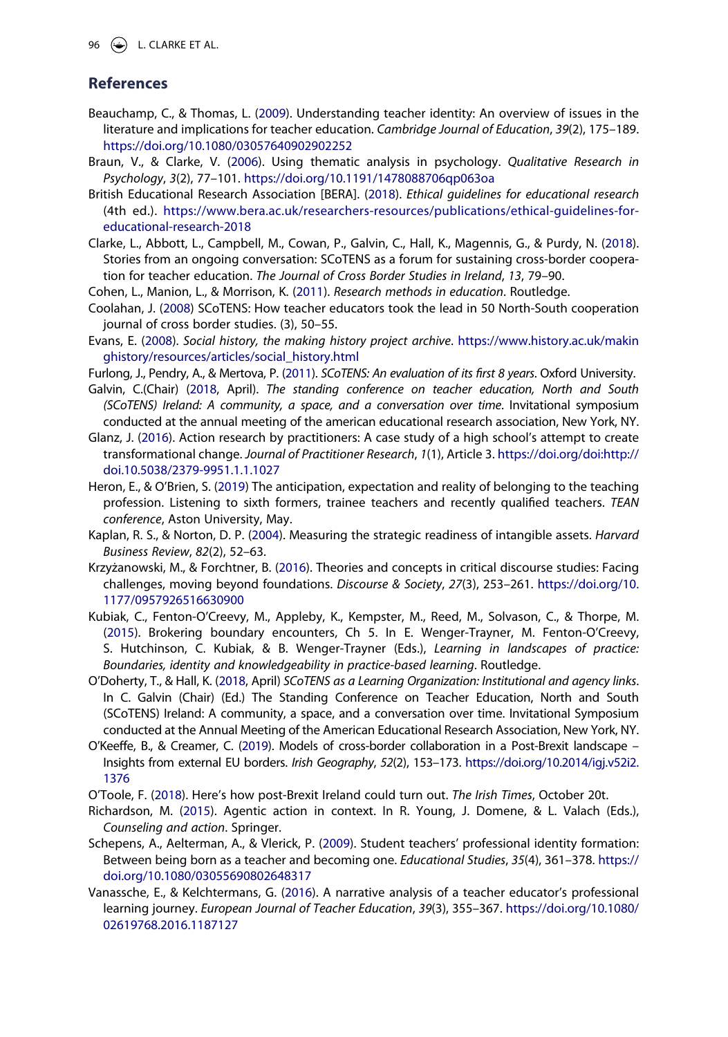## References

Beauchamp, C., & Thomas, L. (2009). Understanding teacher identity: An overview of issues in the literature and implications for teacher education. *Cambridge Journal of Education*, *39*(2), 175–189. https://doi.org/10.1080/03057640902902252

Braun, V., & Clarke, V. (2006). Using thematic analysis in psychology. *Qualitative Research in Psychology*, *3*(2), 77–101. https://doi.org/10.1191/1478088706qp063oa

British Educational Research Association [BERA]. (2018). *Ethical guidelines for educational research* (4th ed.). https://www.bera.ac.uk/researchers-resources/publications/ethical-guidelines-for-educational-research-2018

Clarke, L., Abbott, L., Campbell, M., Cowan, P., Galvin, C., Hall, K., Magennis, G., & Purdy, N. (2018). Stories from an ongoing conversation: SCoTENS as a forum for sustaining cross-border cooperation for teacher education. *The Journal of Cross Border Studies in Ireland*, *13*, 79–90.

Cohen, L., Manion, L., & Morrison, K. (2011). *Research methods in education*. Routledge.

Coolahan, J. (2008) SCoTENS: How teacher educators took the lead in 50 North-South cooperation journal of cross border studies. (3), 50–55.

Evans, E. (2008). *Social history, the making history project archive*. https://www.history.ac.uk/makinghistory/resources/articles/social_history.html

Furlong, J., Pendry, A., & Mertova, P. (2011). *SCoTENS: An evaluation of its first 8 years*. Oxford University.

Galvin, C.(Chair) (2018, April). *The standing conference on teacher education, North and South (SCoTENS) Ireland: A community, a space, and a conversation over time*. Invitational symposium conducted at the annual meeting of the american educational research association, New York, NY.

Glanz, J. (2016). Action research by practitioners: A case study of a high school's attempt to create transformational change. *Journal of Practitioner Research*, *1*(1), Article 3. https://doi.org/doi:http://doi.10.5038/2379-9951.1.1.1027

Heron, E., & O'Brien, S. (2019) The anticipation, expectation and reality of belonging to the teaching profession. Listening to sixth formers, trainee teachers and recently qualified teachers. *TEAN conference*, Aston University, May.

Kaplan, R. S., & Norton, D. P. (2004). Measuring the strategic readiness of intangible assets. *Harvard Business Review*, *82*(2), 52–63.

Krzyżanowski, M., & Forchtner, B. (2016). Theories and concepts in critical discourse studies: Facing challenges, moving beyond foundations. *Discourse & Society*, *27*(3), 253–261. https://doi.org/10.1177/0957926516630900

Kubiak, C., Fenton-O'Creevy, M., Appleby, K., Kempster, M., Reed, M., Solvason, C., & Thorpe, M. (2015). Brokering boundary encounters, Ch 5. In E. Wenger-Trayner, M. Fenton-O'Creevy, S. Hutchinson, C. Kubiak, & B. Wenger-Trayner (Eds.), *Learning in landscapes of practice: Boundaries, identity and knowledgeability in practice-based learning*. Routledge.

O'Doherty, T., & Hall, K. (2018, April) *SCoTENS as a Learning Organization: Institutional and agency links*. In C. Galvin (Chair) (Ed.) The Standing Conference on Teacher Education, North and South (SCoTENS) Ireland: A community, a space, and a conversation over time. Invitational Symposium conducted at the Annual Meeting of the American Educational Research Association, New York, NY.

O'Keeffe, B., & Creamer, C. (2019). Models of cross-border collaboration in a Post-Brexit landscape – Insights from external EU borders. *Irish Geography*, *52*(2), 153–173. https://doi.org/10.2014/igj.v52i2.1376

O'Toole, F. (2018). Here's how post-Brexit Ireland could turn out. *The Irish Times*, October 20t.

Richardson, M. (2015). Agentic action in context. In R. Young, J. Domene, & L. Valach (Eds.), *Counseling and action*. Springer.

Schepens, A., Aelterman, A., & Vlerick, P. (2009). Student teachers' professional identity formation: Between being born as a teacher and becoming one. *Educational Studies*, *35*(4), 361–378. https://doi.org/10.1080/03055690802648317

Vanassche, E., & Kelchtermans, G. (2016). A narrative analysis of a teacher educator's professional learning journey. *European Journal of Teacher Education*, *39*(3), 355–367. https://doi.org/10.1080/02619768.2016.1187127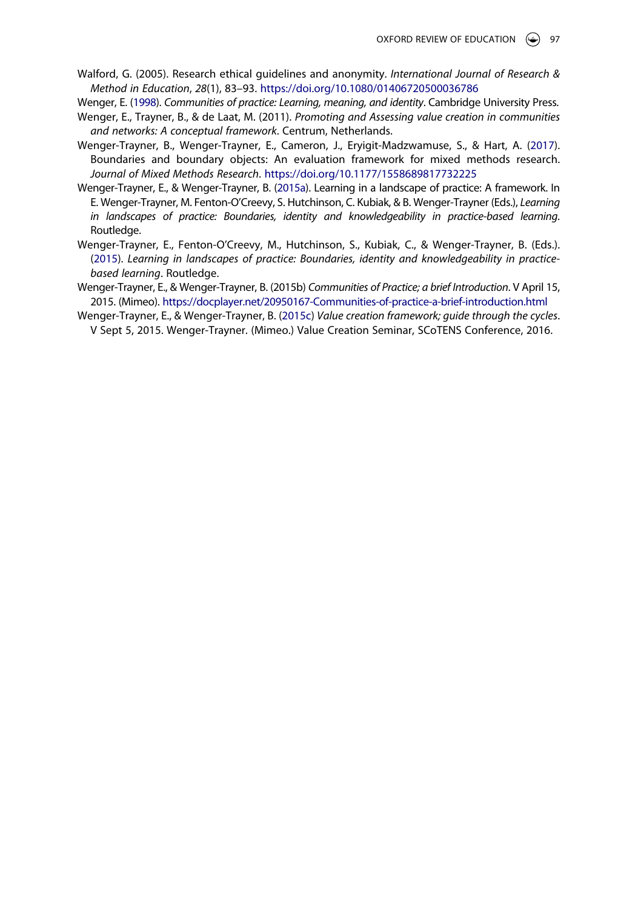Walford, G. (2005). Research ethical guidelines and anonymity. *International Journal of Research & Method in Education*, *28*(1), 83–93. https://doi.org/10.1080/01406720500036786

Wenger, E. (1998). *Communities of practice: Learning, meaning, and identity*. Cambridge University Press.

Wenger, E., Trayner, B., & de Laat, M. (2011). *Promoting and Assessing value creation in communities and networks: A conceptual framework*. Centrum, Netherlands.

Wenger-Trayner, B., Wenger-Trayner, E., Cameron, J., Eryigit-Madzwamuse, S., & Hart, A. (2017). Boundaries and boundary objects: An evaluation framework for mixed methods research. *Journal of Mixed Methods Research*. https://doi.org/10.1177/1558689817732225

Wenger-Trayner, E., & Wenger-Trayner, B. (2015a). Learning in a landscape of practice: A framework. In E. Wenger-Trayner, M. Fenton-O'Creevy, S. Hutchinson, C. Kubiak, & B. Wenger-Trayner (Eds.), *Learning in landscapes of practice: Boundaries, identity and knowledgeability in practice-based learning*. Routledge.

Wenger-Trayner, E., Fenton-O'Creevy, M., Hutchinson, S., Kubiak, C., & Wenger-Trayner, B. (Eds.). (2015). *Learning in landscapes of practice: Boundaries, identity and knowledgeability in practice-based learning*. Routledge.

Wenger-Trayner, E., & Wenger-Trayner, B. (2015b) *Communities of Practice; a brief Introduction*. V April 15, 2015. (Mimeo). https://docplayer.net/20950167-Communities-of-practice-a-brief-introduction.html

Wenger-Trayner, E., & Wenger-Trayner, B. (2015c) *Value creation framework; guide through the cycles*. V Sept 5, 2015. Wenger-Trayner. (Mimeo.) Value Creation Seminar, SCoTENS Conference, 2016.